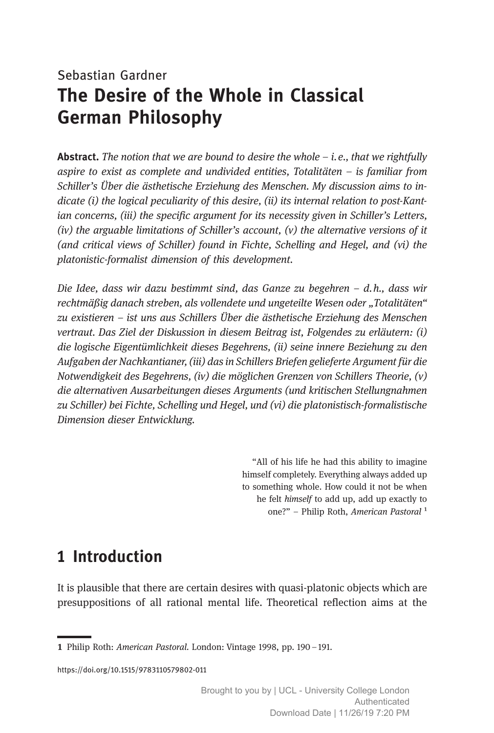Sebastian Gardner

# The Desire of the Whole in Classical German Philosophy

**Abstract.** *The notion that we are bound to desire the whole – i.e., that we rightfully aspire to exist as complete and undivided entities, Totalitäten – is familiar from Schiller's Über die ästhetische Erziehung des Menschen. My discussion aims to indicate (i) the logical peculiarity of this desire, (ii) its internal relation to post-Kantian concerns, (iii) the specific argument for its necessity given in Schiller's Letters, (iv) the arguable limitations of Schiller's account, (v) the alternative versions of it (and critical views of Schiller) found in Fichte, Schelling and Hegel, and (vi) the platonistic-formalist dimension of this development.*

*Die Idee, dass wir dazu bestimmt sind, das Ganze zu begehren – d.h., dass wir rechtmäßig danach streben, als vollendete und ungeteilte Wesen oder „Totalitäten" zu existieren – ist uns aus Schillers Über die ästhetische Erziehung des Menschen vertraut. Das Ziel der Diskussion in diesem Beitrag ist, Folgendes zu erläutern: (i) die logische Eigentümlichkeit dieses Begehrens, (ii) seine innere Beziehung zu den Aufgaben der Nachkantianer, (iii) das in Schillers Briefen gelieferte Argument für die Notwendigkeit des Begehrens, (iv) die möglichen Grenzen von Schillers Theorie, (v) die alternativen Ausarbeitungen dieses Arguments (und kritischen Stellungnahmen zu Schiller) bei Fichte, Schelling und Hegel, und (vi) die platonistisch-formalistische Dimension dieser Entwicklung.*

> "All of his life he had this ability to imagine himself completely. Everything always added up to something whole. How could it not be when he felt *himself* to add up, add up exactly to one?" – Philip Roth, *American Pastoral* [1]

## 1 Introduction

It is plausible that there are certain desires with quasi-platonic objects which are presuppositions of all rational mental life. Theoretical reflection aims at the

---

[1] Philip Roth: *American Pastoral*. London: Vintage 1998, pp. 190–191.

https://doi.org/10.1515/9783110579802-011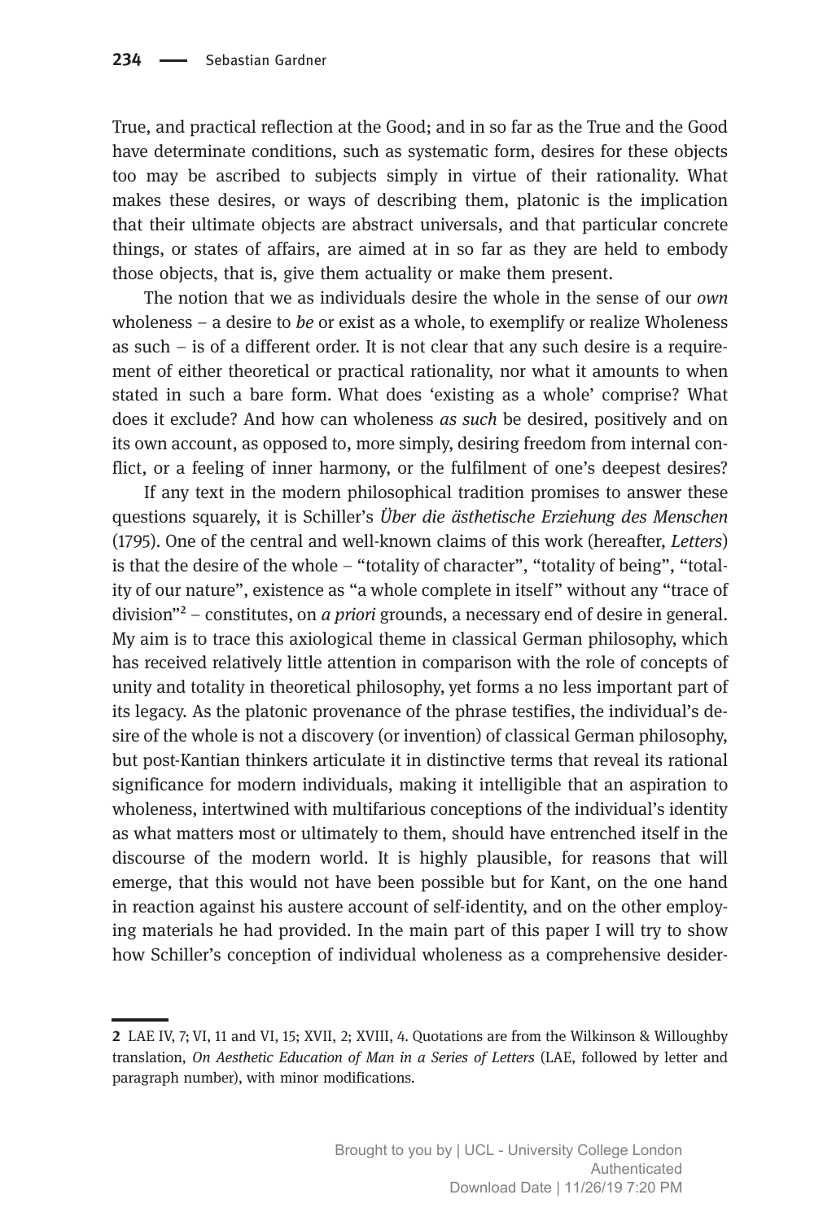True, and practical reflection at the Good; and in so far as the True and the Good have determinate conditions, such as systematic form, desires for these objects too may be ascribed to subjects simply in virtue of their rationality. What makes these desires, or ways of describing them, platonic is the implication that their ultimate objects are abstract universals, and that particular concrete things, or states of affairs, are aimed at in so far as they are held to embody those objects, that is, give them actuality or make them present.

The notion that we as individuals desire the whole in the sense of our *own* wholeness – a desire to *be* or exist as a whole, to exemplify or realize Wholeness as such – is of a different order. It is not clear that any such desire is a requirement of either theoretical or practical rationality, nor what it amounts to when stated in such a bare form. What does 'existing as a whole' comprise? What does it exclude? And how can wholeness *as such* be desired, positively and on its own account, as opposed to, more simply, desiring freedom from internal conflict, or a feeling of inner harmony, or the fulfilment of one's deepest desires?

If any text in the modern philosophical tradition promises to answer these questions squarely, it is Schiller's *Über die ästhetische Erziehung des Menschen* (1795). One of the central and well-known claims of this work (hereafter, *Letters*) is that the desire of the whole – "totality of character", "totality of being", "totality of our nature", existence as "a whole complete in itself" without any "trace of division"[2] – constitutes, on *a priori* grounds, a necessary end of desire in general. My aim is to trace this axiological theme in classical German philosophy, which has received relatively little attention in comparison with the role of concepts of unity and totality in theoretical philosophy, yet forms a no less important part of its legacy. As the platonic provenance of the phrase testifies, the individual's desire of the whole is not a discovery (or invention) of classical German philosophy, but post-Kantian thinkers articulate it in distinctive terms that reveal its rational significance for modern individuals, making it intelligible that an aspiration to wholeness, intertwined with multifarious conceptions of the individual's identity as what matters most or ultimately to them, should have entrenched itself in the discourse of the modern world. It is highly plausible, for reasons that will emerge, that this would not have been possible but for Kant, on the one hand in reaction against his austere account of self-identity, and on the other employing materials he had provided. In the main part of this paper I will try to show how Schiller's conception of individual wholeness as a comprehensive desider-

---

2 LAE IV, 7; VI, 11 and VI, 15; XVII, 2; XVIII, 4. Quotations are from the Wilkinson & Willoughby translation, *On Aesthetic Education of Man in a Series of Letters* (LAE, followed by letter and paragraph number), with minor modifications.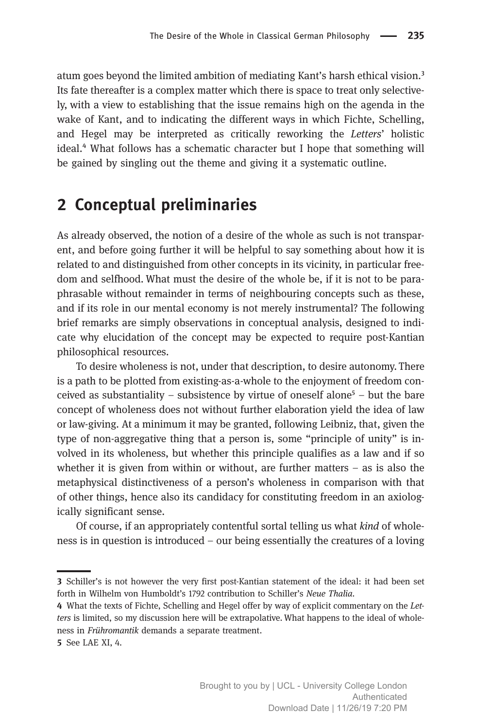atum goes beyond the limited ambition of mediating Kant's harsh ethical vision.[3] Its fate thereafter is a complex matter which there is space to treat only selectively, with a view to establishing that the issue remains high on the agenda in the wake of Kant, and to indicating the different ways in which Fichte, Schelling, and Hegel may be interpreted as critically reworking the *Letters*' holistic ideal.[4] What follows has a schematic character but I hope that something will be gained by singling out the theme and giving it a systematic outline.

## 2 Conceptual preliminaries

As already observed, the notion of a desire of the whole as such is not transparent, and before going further it will be helpful to say something about how it is related to and distinguished from other concepts in its vicinity, in particular freedom and selfhood. What must the desire of the whole be, if it is not to be paraphrasable without remainder in terms of neighbouring concepts such as these, and if its role in our mental economy is not merely instrumental? The following brief remarks are simply observations in conceptual analysis, designed to indicate why elucidation of the concept may be expected to require post-Kantian philosophical resources.

To desire wholeness is not, under that description, to desire autonomy. There is a path to be plotted from existing-as-a-whole to the enjoyment of freedom conceived as substantiality – subsistence by virtue of oneself alone[5] – but the bare concept of wholeness does not without further elaboration yield the idea of law or law-giving. At a minimum it may be granted, following Leibniz, that, given the type of non-aggregative thing that a person is, some "principle of unity" is involved in its wholeness, but whether this principle qualifies as a law and if so whether it is given from within or without, are further matters – as is also the metaphysical distinctiveness of a person's wholeness in comparison with that of other things, hence also its candidacy for constituting freedom in an axiologically significant sense.

Of course, if an appropriately contentful sortal telling us what *kind* of wholeness is in question is introduced – our being essentially the creatures of a loving

---

**3** Schiller's is not however the very first post-Kantian statement of the ideal: it had been set forth in Wilhelm von Humboldt's 1792 contribution to Schiller's *Neue Thalia*.

**4** What the texts of Fichte, Schelling and Hegel offer by way of explicit commentary on the *Letters* is limited, so my discussion here will be extrapolative. What happens to the ideal of wholeness in *Frühromantik* demands a separate treatment.

**5** See LAE XI, 4.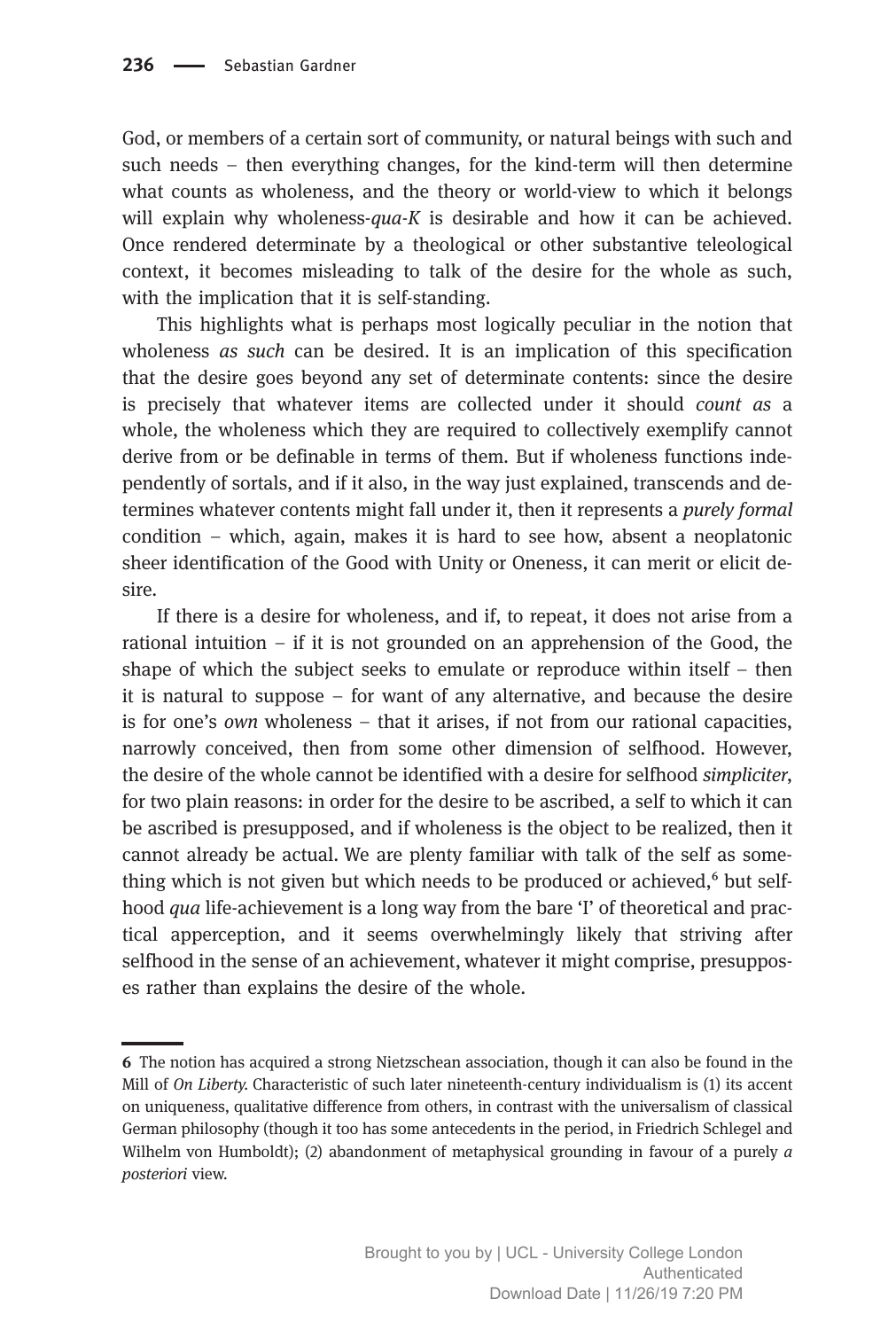God, or members of a certain sort of community, or natural beings with such and such needs – then everything changes, for the kind-term will then determine what counts as wholeness, and the theory or world-view to which it belongs will explain why wholeness-*qua-K* is desirable and how it can be achieved. Once rendered determinate by a theological or other substantive teleological context, it becomes misleading to talk of the desire for the whole as such, with the implication that it is self-standing.

This highlights what is perhaps most logically peculiar in the notion that wholeness *as such* can be desired. It is an implication of this specification that the desire goes beyond any set of determinate contents: since the desire is precisely that whatever items are collected under it should *count as* a whole, the wholeness which they are required to collectively exemplify cannot derive from or be definable in terms of them. But if wholeness functions independently of sortals, and if it also, in the way just explained, transcends and determines whatever contents might fall under it, then it represents a *purely formal* condition – which, again, makes it is hard to see how, absent a neoplatonic sheer identification of the Good with Unity or Oneness, it can merit or elicit desire.

If there is a desire for wholeness, and if, to repeat, it does not arise from a rational intuition – if it is not grounded on an apprehension of the Good, the shape of which the subject seeks to emulate or reproduce within itself – then it is natural to suppose – for want of any alternative, and because the desire is for one's *own* wholeness – that it arises, if not from our rational capacities, narrowly conceived, then from some other dimension of selfhood. However, the desire of the whole cannot be identified with a desire for selfhood *simpliciter*, for two plain reasons: in order for the desire to be ascribed, a self to which it can be ascribed is presupposed, and if wholeness is the object to be realized, then it cannot already be actual. We are plenty familiar with talk of the self as something which is not given but which needs to be produced or achieved,[6] but selfhood *qua* life-achievement is a long way from the bare 'I' of theoretical and practical apperception, and it seems overwhelmingly likely that striving after selfhood in the sense of an achievement, whatever it might comprise, presupposes rather than explains the desire of the whole.

---

**6** The notion has acquired a strong Nietzschean association, though it can also be found in the Mill of *On Liberty*. Characteristic of such later nineteenth-century individualism is (1) its accent on uniqueness, qualitative difference from others, in contrast with the universalism of classical German philosophy (though it too has some antecedents in the period, in Friedrich Schlegel and Wilhelm von Humboldt); (2) abandonment of metaphysical grounding in favour of a purely *a posteriori* view.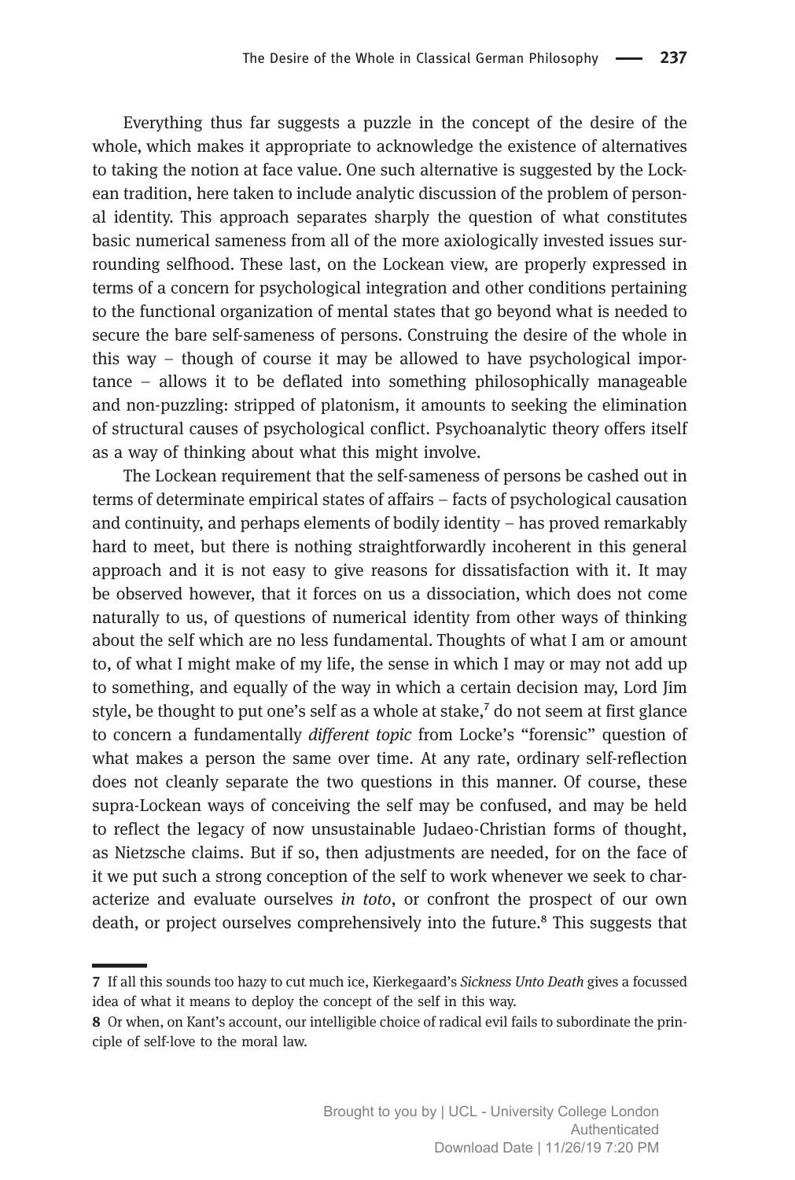Everything thus far suggests a puzzle in the concept of the desire of the whole, which makes it appropriate to acknowledge the existence of alternatives to taking the notion at face value. One such alternative is suggested by the Lockean tradition, here taken to include analytic discussion of the problem of personal identity. This approach separates sharply the question of what constitutes basic numerical sameness from all of the more axiologically invested issues surrounding selfhood. These last, on the Lockean view, are properly expressed in terms of a concern for psychological integration and other conditions pertaining to the functional organization of mental states that go beyond what is needed to secure the bare self-sameness of persons. Construing the desire of the whole in this way – though of course it may be allowed to have psychological importance – allows it to be deflated into something philosophically manageable and non-puzzling: stripped of platonism, it amounts to seeking the elimination of structural causes of psychological conflict. Psychoanalytic theory offers itself as a way of thinking about what this might involve.

The Lockean requirement that the self-sameness of persons be cashed out in terms of determinate empirical states of affairs – facts of psychological causation and continuity, and perhaps elements of bodily identity – has proved remarkably hard to meet, but there is nothing straightforwardly incoherent in this general approach and it is not easy to give reasons for dissatisfaction with it. It may be observed however, that it forces on us a dissociation, which does not come naturally to us, of questions of numerical identity from other ways of thinking about the self which are no less fundamental. Thoughts of what I am or amount to, of what I might make of my life, the sense in which I may or may not add up to something, and equally of the way in which a certain decision may, Lord Jim style, be thought to put one's self as a whole at stake,[7] do not seem at first glance to concern a fundamentally *different topic* from Locke's "forensic" question of what makes a person the same over time. At any rate, ordinary self-reflection does not cleanly separate the two questions in this manner. Of course, these supra-Lockean ways of conceiving the self may be confused, and may be held to reflect the legacy of now unsustainable Judaeo-Christian forms of thought, as Nietzsche claims. But if so, then adjustments are needed, for on the face of it we put such a strong conception of the self to work whenever we seek to characterize and evaluate ourselves *in toto*, or confront the prospect of our own death, or project ourselves comprehensively into the future.[8] This suggests that

---

7 If all this sounds too hazy to cut much ice, Kierkegaard's *Sickness Unto Death* gives a focussed idea of what it means to deploy the concept of the self in this way.

8 Or when, on Kant's account, our intelligible choice of radical evil fails to subordinate the principle of self-love to the moral law.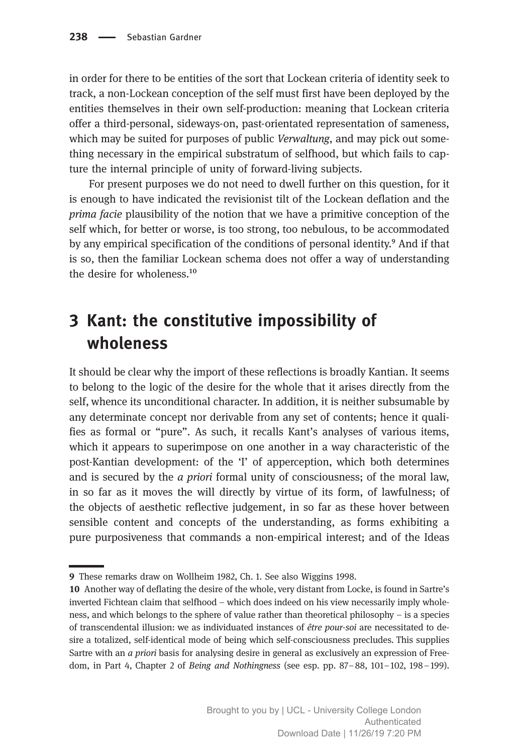in order for there to be entities of the sort that Lockean criteria of identity seek to track, a non-Lockean conception of the self must first have been deployed by the entities themselves in their own self-production: meaning that Lockean criteria offer a third-personal, sideways-on, past-orientated representation of sameness, which may be suited for purposes of public *Verwaltung*, and may pick out something necessary in the empirical substratum of selfhood, but which fails to capture the internal principle of unity of forward-living subjects.

For present purposes we do not need to dwell further on this question, for it is enough to have indicated the revisionist tilt of the Lockean deflation and the *prima facie* plausibility of the notion that we have a primitive conception of the self which, for better or worse, is too strong, too nebulous, to be accommodated by any empirical specification of the conditions of personal identity.[9] And if that is so, then the familiar Lockean schema does not offer a way of understanding the desire for wholeness.[10]

## 3 Kant: the constitutive impossibility of wholeness

It should be clear why the import of these reflections is broadly Kantian. It seems to belong to the logic of the desire for the whole that it arises directly from the self, whence its unconditional character. In addition, it is neither subsumable by any determinate concept nor derivable from any set of contents; hence it qualifies as formal or "pure". As such, it recalls Kant's analyses of various items, which it appears to superimpose on one another in a way characteristic of the post-Kantian development: of the 'I' of apperception, which both determines and is secured by the *a priori* formal unity of consciousness; of the moral law, in so far as it moves the will directly by virtue of its form, of lawfulness; of the objects of aesthetic reflective judgement, in so far as these hover between sensible content and concepts of the understanding, as forms exhibiting a pure purposiveness that commands a non-empirical interest; and of the Ideas

---

**9** These remarks draw on Wollheim 1982, Ch. 1. See also Wiggins 1998.

**10** Another way of deflating the desire of the whole, very distant from Locke, is found in Sartre's inverted Fichtean claim that selfhood – which does indeed on his view necessarily imply wholeness, and which belongs to the sphere of value rather than theoretical philosophy – is a species of transcendental illusion: we as individuated instances of *être pour-soi* are necessitated to desire a totalized, self-identical mode of being which self-consciousness precludes. This supplies Sartre with an *a priori* basis for analysing desire in general as exclusively an expression of Freedom, in Part 4, Chapter 2 of *Being and Nothingness* (see esp. pp. 87–88, 101–102, 198–199).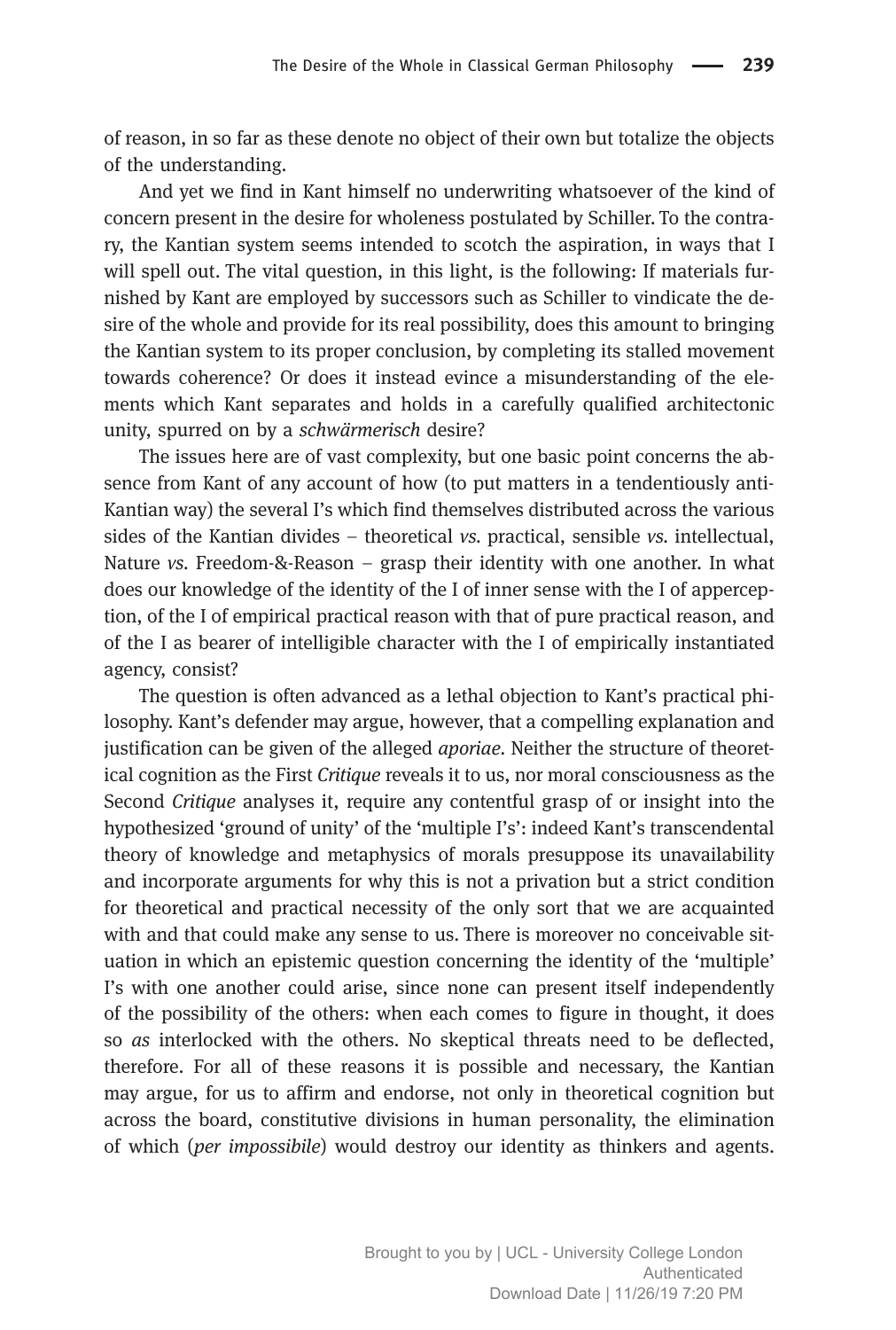of reason, in so far as these denote no object of their own but totalize the objects of the understanding.

And yet we find in Kant himself no underwriting whatsoever of the kind of concern present in the desire for wholeness postulated by Schiller. To the contrary, the Kantian system seems intended to scotch the aspiration, in ways that I will spell out. The vital question, in this light, is the following: If materials furnished by Kant are employed by successors such as Schiller to vindicate the desire of the whole and provide for its real possibility, does this amount to bringing the Kantian system to its proper conclusion, by completing its stalled movement towards coherence? Or does it instead evince a misunderstanding of the elements which Kant separates and holds in a carefully qualified architectonic unity, spurred on by a *schwärmerisch* desire?

The issues here are of vast complexity, but one basic point concerns the absence from Kant of any account of how (to put matters in a tendentiously anti-Kantian way) the several I's which find themselves distributed across the various sides of the Kantian divides – theoretical *vs.* practical, sensible *vs.* intellectual, Nature *vs.* Freedom-&-Reason – grasp their identity with one another. In what does our knowledge of the identity of the I of inner sense with the I of apperception, of the I of empirical practical reason with that of pure practical reason, and of the I as bearer of intelligible character with the I of empirically instantiated agency, consist?

The question is often advanced as a lethal objection to Kant's practical philosophy. Kant's defender may argue, however, that a compelling explanation and justification can be given of the alleged *aporiae*. Neither the structure of theoretical cognition as the First *Critique* reveals it to us, nor moral consciousness as the Second *Critique* analyses it, require any contentful grasp of or insight into the hypothesized 'ground of unity' of the 'multiple I's': indeed Kant's transcendental theory of knowledge and metaphysics of morals presuppose its unavailability and incorporate arguments for why this is not a privation but a strict condition for theoretical and practical necessity of the only sort that we are acquainted with and that could make any sense to us. There is moreover no conceivable situation in which an epistemic question concerning the identity of the 'multiple' I's with one another could arise, since none can present itself independently of the possibility of the others: when each comes to figure in thought, it does so *as* interlocked with the others. No skeptical threats need to be deflected, therefore. For all of these reasons it is possible and necessary, the Kantian may argue, for us to affirm and endorse, not only in theoretical cognition but across the board, constitutive divisions in human personality, the elimination of which (*per impossibile*) would destroy our identity as thinkers and agents.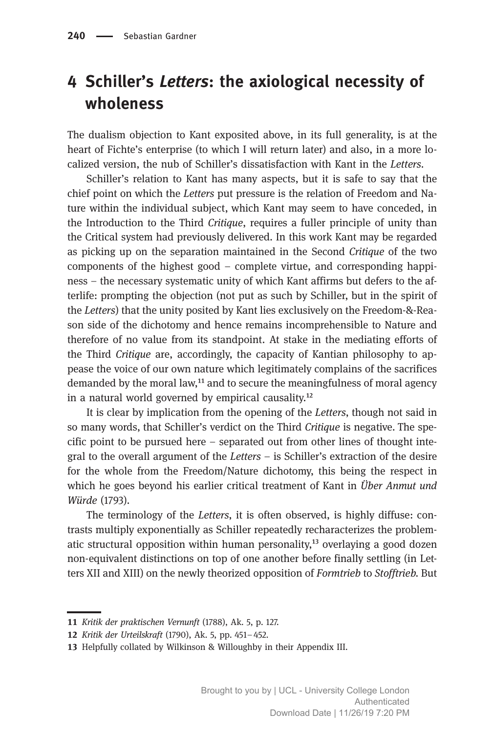## 4 Schiller's *Letters*: the axiological necessity of wholeness

The dualism objection to Kant exposited above, in its full generality, is at the heart of Fichte's enterprise (to which I will return later) and also, in a more localized version, the nub of Schiller's dissatisfaction with Kant in the *Letters*.

Schiller's relation to Kant has many aspects, but it is safe to say that the chief point on which the *Letters* put pressure is the relation of Freedom and Nature within the individual subject, which Kant may seem to have conceded, in the Introduction to the Third *Critique*, requires a fuller principle of unity than the Critical system had previously delivered. In this work Kant may be regarded as picking up on the separation maintained in the Second *Critique* of the two components of the highest good – complete virtue, and corresponding happiness – the necessary systematic unity of which Kant affirms but defers to the afterlife: prompting the objection (not put as such by Schiller, but in the spirit of the *Letters*) that the unity posited by Kant lies exclusively on the Freedom-&-Reason side of the dichotomy and hence remains incomprehensible to Nature and therefore of no value from its standpoint. At stake in the mediating efforts of the Third *Critique* are, accordingly, the capacity of Kantian philosophy to appease the voice of our own nature which legitimately complains of the sacrifices demanded by the moral law,[11] and to secure the meaningfulness of moral agency in a natural world governed by empirical causality.[12]

It is clear by implication from the opening of the *Letters*, though not said in so many words, that Schiller's verdict on the Third *Critique* is negative. The specific point to be pursued here – separated out from other lines of thought integral to the overall argument of the *Letters* – is Schiller's extraction of the desire for the whole from the Freedom/Nature dichotomy, this being the respect in which he goes beyond his earlier critical treatment of Kant in *Über Anmut und Würde* (1793).

The terminology of the *Letters*, it is often observed, is highly diffuse: contrasts multiply exponentially as Schiller repeatedly recharacterizes the problematic structural opposition within human personality,[13] overlaying a good dozen non-equivalent distinctions on top of one another before finally settling (in Letters XII and XIII) on the newly theorized opposition of *Formtrieb* to *Stofftrieb*. But

11 *Kritik der praktischen Vernunft* (1788), Ak. 5, p. 127.

12 *Kritik der Urteilskraft* (1790), Ak. 5, pp. 451–452.

13 Helpfully collated by Wilkinson & Willoughby in their Appendix III.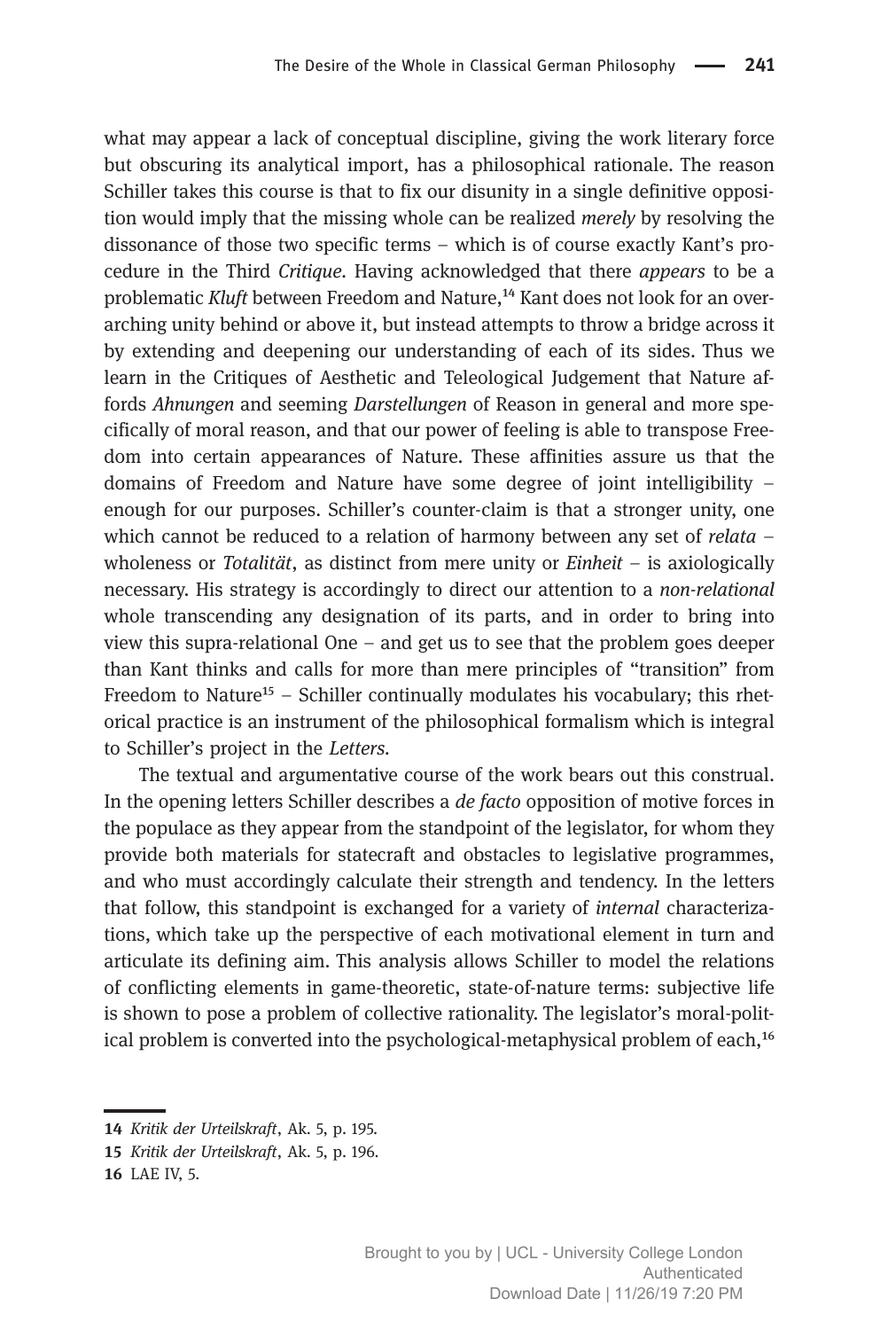what may appear a lack of conceptual discipline, giving the work literary force but obscuring its analytical import, has a philosophical rationale. The reason Schiller takes this course is that to fix our disunity in a single definitive opposition would imply that the missing whole can be realized *merely* by resolving the dissonance of those two specific terms – which is of course exactly Kant's procedure in the Third *Critique*. Having acknowledged that there *appears* to be a problematic *Kluft* between Freedom and Nature,[14] Kant does not look for an overarching unity behind or above it, but instead attempts to throw a bridge across it by extending and deepening our understanding of each of its sides. Thus we learn in the Critiques of Aesthetic and Teleological Judgement that Nature affords *Ahnungen* and seeming *Darstellungen* of Reason in general and more specifically of moral reason, and that our power of feeling is able to transpose Freedom into certain appearances of Nature. These affinities assure us that the domains of Freedom and Nature have some degree of joint intelligibility – enough for our purposes. Schiller's counter-claim is that a stronger unity, one which cannot be reduced to a relation of harmony between any set of *relata* – wholeness or *Totalität*, as distinct from mere unity or *Einheit* – is axiologically necessary. His strategy is accordingly to direct our attention to a *non-relational* whole transcending any designation of its parts, and in order to bring into view this supra-relational One – and get us to see that the problem goes deeper than Kant thinks and calls for more than mere principles of "transition" from Freedom to Nature[15] – Schiller continually modulates his vocabulary; this rhetorical practice is an instrument of the philosophical formalism which is integral to Schiller's project in the *Letters*.

The textual and argumentative course of the work bears out this construal. In the opening letters Schiller describes a *de facto* opposition of motive forces in the populace as they appear from the standpoint of the legislator, for whom they provide both materials for statecraft and obstacles to legislative programmes, and who must accordingly calculate their strength and tendency. In the letters that follow, this standpoint is exchanged for a variety of *internal* characterizations, which take up the perspective of each motivational element in turn and articulate its defining aim. This analysis allows Schiller to model the relations of conflicting elements in game-theoretic, state-of-nature terms: subjective life is shown to pose a problem of collective rationality. The legislator's moral-political problem is converted into the psychological-metaphysical problem of each,[16]

---

14 *Kritik der Urteilskraft*, Ak. 5, p. 195.

15 *Kritik der Urteilskraft*, Ak. 5, p. 196.

16 LAE IV, 5.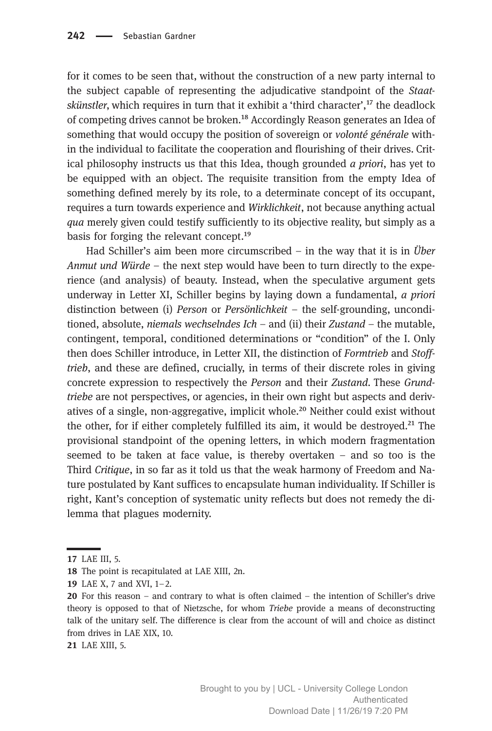for it comes to be seen that, without the construction of a new party internal to the subject capable of representing the adjudicative standpoint of the *Staatskünstler*, which requires in turn that it exhibit a 'third character',[17] the deadlock of competing drives cannot be broken.[18] Accordingly Reason generates an Idea of something that would occupy the position of sovereign or *volonté générale* within the individual to facilitate the cooperation and flourishing of their drives. Critical philosophy instructs us that this Idea, though grounded *a priori*, has yet to be equipped with an object. The requisite transition from the empty Idea of something defined merely by its role, to a determinate concept of its occupant, requires a turn towards experience and *Wirklichkeit*, not because anything actual *qua* merely given could testify sufficiently to its objective reality, but simply as a basis for forging the relevant concept.[19]

Had Schiller's aim been more circumscribed – in the way that it is in *Über Anmut und Würde* – the next step would have been to turn directly to the experience (and analysis) of beauty. Instead, when the speculative argument gets underway in Letter XI, Schiller begins by laying down a fundamental, *a priori* distinction between (i) *Person* or *Persönlichkeit* – the self-grounding, unconditioned, absolute, *niemals wechselndes Ich* – and (ii) their *Zustand* – the mutable, contingent, temporal, conditioned determinations or "condition" of the I. Only then does Schiller introduce, in Letter XII, the distinction of *Formtrieb* and *Stofftrieb*, and these are defined, crucially, in terms of their discrete roles in giving concrete expression to respectively the *Person* and their *Zustand*. These *Grundtriebe* are not perspectives, or agencies, in their own right but aspects and derivatives of a single, non-aggregative, implicit whole.[20] Neither could exist without the other, for if either completely fulfilled its aim, it would be destroyed.[21] The provisional standpoint of the opening letters, in which modern fragmentation seemed to be taken at face value, is thereby overtaken – and so too is the Third *Critique*, in so far as it told us that the weak harmony of Freedom and Nature postulated by Kant suffices to encapsulate human individuality. If Schiller is right, Kant's conception of systematic unity reflects but does not remedy the dilemma that plagues modernity.

---

**17** LAE III, 5.

**18** The point is recapitulated at LAE XIII, 2n.

**19** LAE X, 7 and XVI, 1–2.

**20** For this reason – and contrary to what is often claimed – the intention of Schiller's drive theory is opposed to that of Nietzsche, for whom *Triebe* provide a means of deconstructing talk of the unitary self. The difference is clear from the account of will and choice as distinct from drives in LAE XIX, 10.

**21** LAE XIII, 5.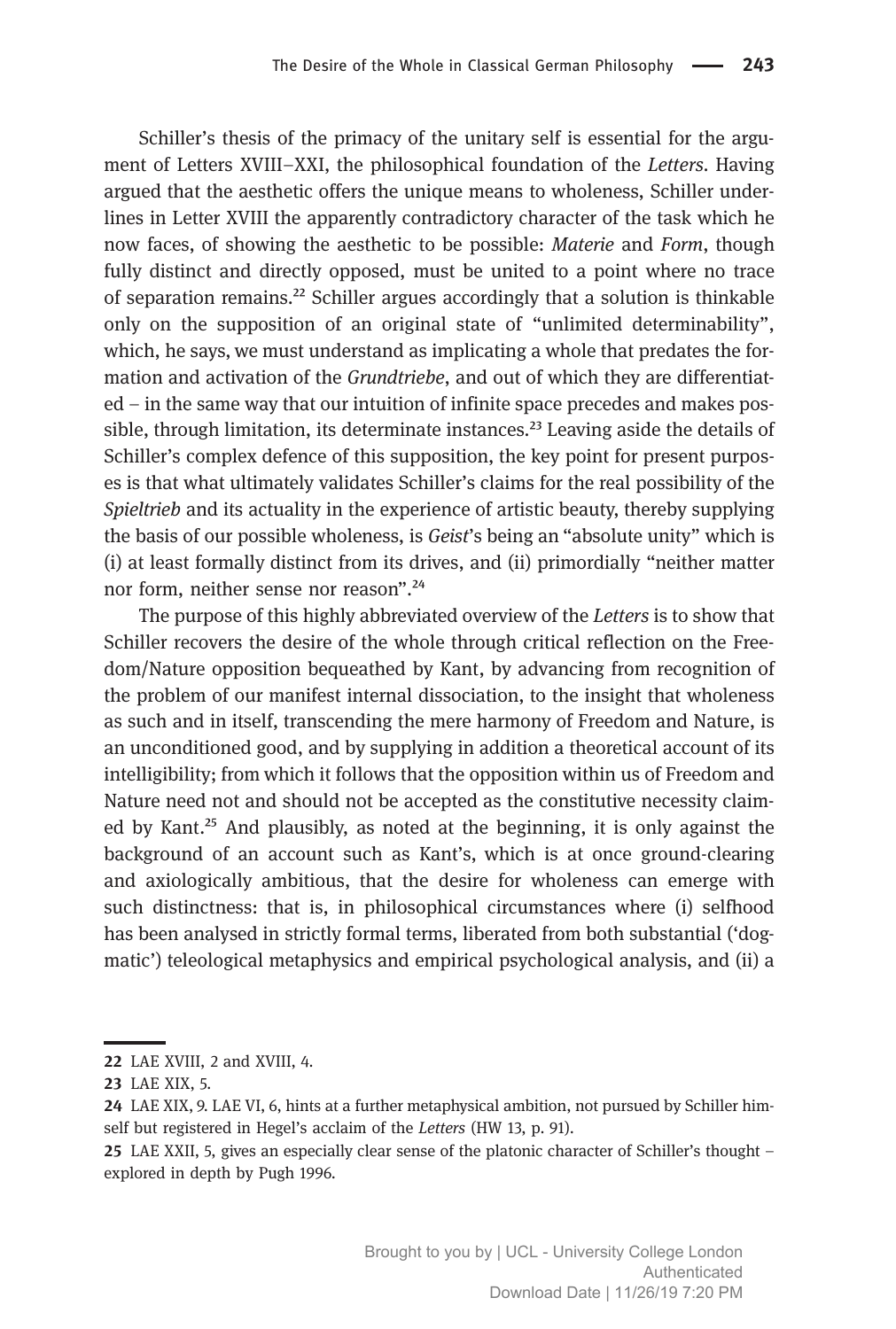Schiller's thesis of the primacy of the unitary self is essential for the argument of Letters XVIII–XXI, the philosophical foundation of the *Letters*. Having argued that the aesthetic offers the unique means to wholeness, Schiller underlines in Letter XVIII the apparently contradictory character of the task which he now faces, of showing the aesthetic to be possible: *Materie* and *Form*, though fully distinct and directly opposed, must be united to a point where no trace of separation remains.[22] Schiller argues accordingly that a solution is thinkable only on the supposition of an original state of "unlimited determinability", which, he says, we must understand as implicating a whole that predates the formation and activation of the *Grundtriebe*, and out of which they are differentiated – in the same way that our intuition of infinite space precedes and makes possible, through limitation, its determinate instances.[23] Leaving aside the details of Schiller's complex defence of this supposition, the key point for present purposes is that what ultimately validates Schiller's claims for the real possibility of the *Spieltrieb* and its actuality in the experience of artistic beauty, thereby supplying the basis of our possible wholeness, is *Geist*'s being an "absolute unity" which is (i) at least formally distinct from its drives, and (ii) primordially "neither matter nor form, neither sense nor reason".[24]

The purpose of this highly abbreviated overview of the *Letters* is to show that Schiller recovers the desire of the whole through critical reflection on the Freedom/Nature opposition bequeathed by Kant, by advancing from recognition of the problem of our manifest internal dissociation, to the insight that wholeness as such and in itself, transcending the mere harmony of Freedom and Nature, is an unconditioned good, and by supplying in addition a theoretical account of its intelligibility; from which it follows that the opposition within us of Freedom and Nature need not and should not be accepted as the constitutive necessity claimed by Kant.[25] And plausibly, as noted at the beginning, it is only against the background of an account such as Kant's, which is at once ground-clearing and axiologically ambitious, that the desire for wholeness can emerge with such distinctness: that is, in philosophical circumstances where (i) selfhood has been analysed in strictly formal terms, liberated from both substantial ('dogmatic') teleological metaphysics and empirical psychological analysis, and (ii) a

---

22 LAE XVIII, 2 and XVIII, 4.

23 LAE XIX, 5.

24 LAE XIX, 9. LAE VI, 6, hints at a further metaphysical ambition, not pursued by Schiller himself but registered in Hegel's acclaim of the *Letters* (HW 13, p. 91).

25 LAE XXII, 5, gives an especially clear sense of the platonic character of Schiller's thought – explored in depth by Pugh 1996.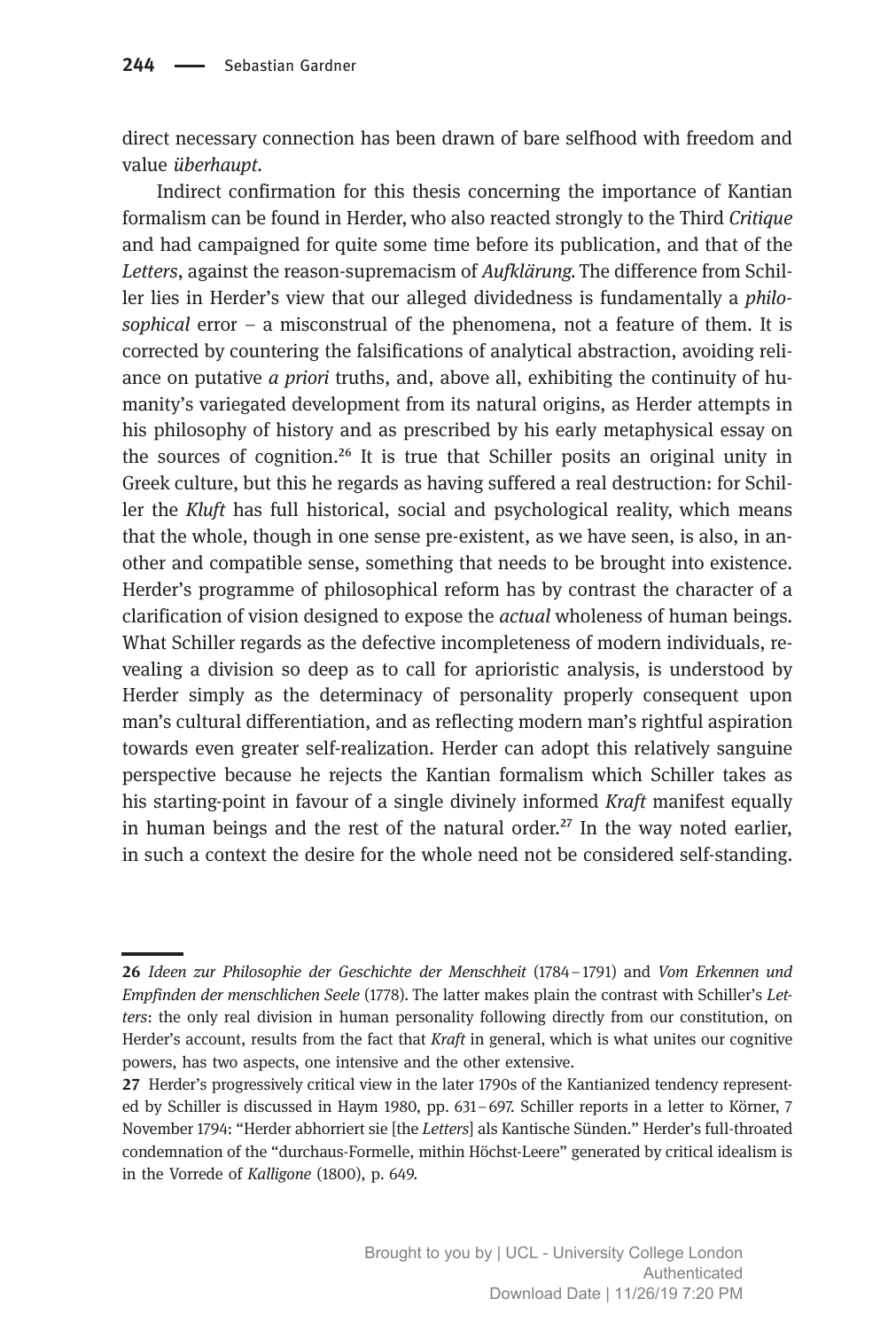direct necessary connection has been drawn of bare selfhood with freedom and value *überhaupt*.

Indirect confirmation for this thesis concerning the importance of Kantian formalism can be found in Herder, who also reacted strongly to the Third *Critique* and had campaigned for quite some time before its publication, and that of the *Letters*, against the reason-supremacism of *Aufklärung*. The difference from Schiller lies in Herder's view that our alleged dividedness is fundamentally a *philosophical* error – a misconstrual of the phenomena, not a feature of them. It is corrected by countering the falsifications of analytical abstraction, avoiding reliance on putative *a priori* truths, and, above all, exhibiting the continuity of humanity's variegated development from its natural origins, as Herder attempts in his philosophy of history and as prescribed by his early metaphysical essay on the sources of cognition.[26] It is true that Schiller posits an original unity in Greek culture, but this he regards as having suffered a real destruction: for Schiller the *Kluft* has full historical, social and psychological reality, which means that the whole, though in one sense pre-existent, as we have seen, is also, in another and compatible sense, something that needs to be brought into existence. Herder's programme of philosophical reform has by contrast the character of a clarification of vision designed to expose the *actual* wholeness of human beings. What Schiller regards as the defective incompleteness of modern individuals, revealing a division so deep as to call for aprioristic analysis, is understood by Herder simply as the determinacy of personality properly consequent upon man's cultural differentiation, and as reflecting modern man's rightful aspiration towards even greater self-realization. Herder can adopt this relatively sanguine perspective because he rejects the Kantian formalism which Schiller takes as his starting-point in favour of a single divinely informed *Kraft* manifest equally in human beings and the rest of the natural order.[27] In the way noted earlier, in such a context the desire for the whole need not be considered self-standing.

---

**26** *Ideen zur Philosophie der Geschichte der Menschheit* (1784–1791) and *Vom Erkennen und Empfinden der menschlichen Seele* (1778). The latter makes plain the contrast with Schiller's *Letters*: the only real division in human personality following directly from our constitution, on Herder's account, results from the fact that *Kraft* in general, which is what unites our cognitive powers, has two aspects, one intensive and the other extensive.

**27** Herder's progressively critical view in the later 1790s of the Kantianized tendency represented by Schiller is discussed in Haym 1980, pp. 631–697. Schiller reports in a letter to Körner, 7 November 1794: "Herder abhorriert sie [the *Letters*] als Kantische Sünden." Herder's full-throated condemnation of the "durchaus-Formelle, mithin Höchst-Leere" generated by critical idealism is in the Vorrede of *Kalligone* (1800), p. 649.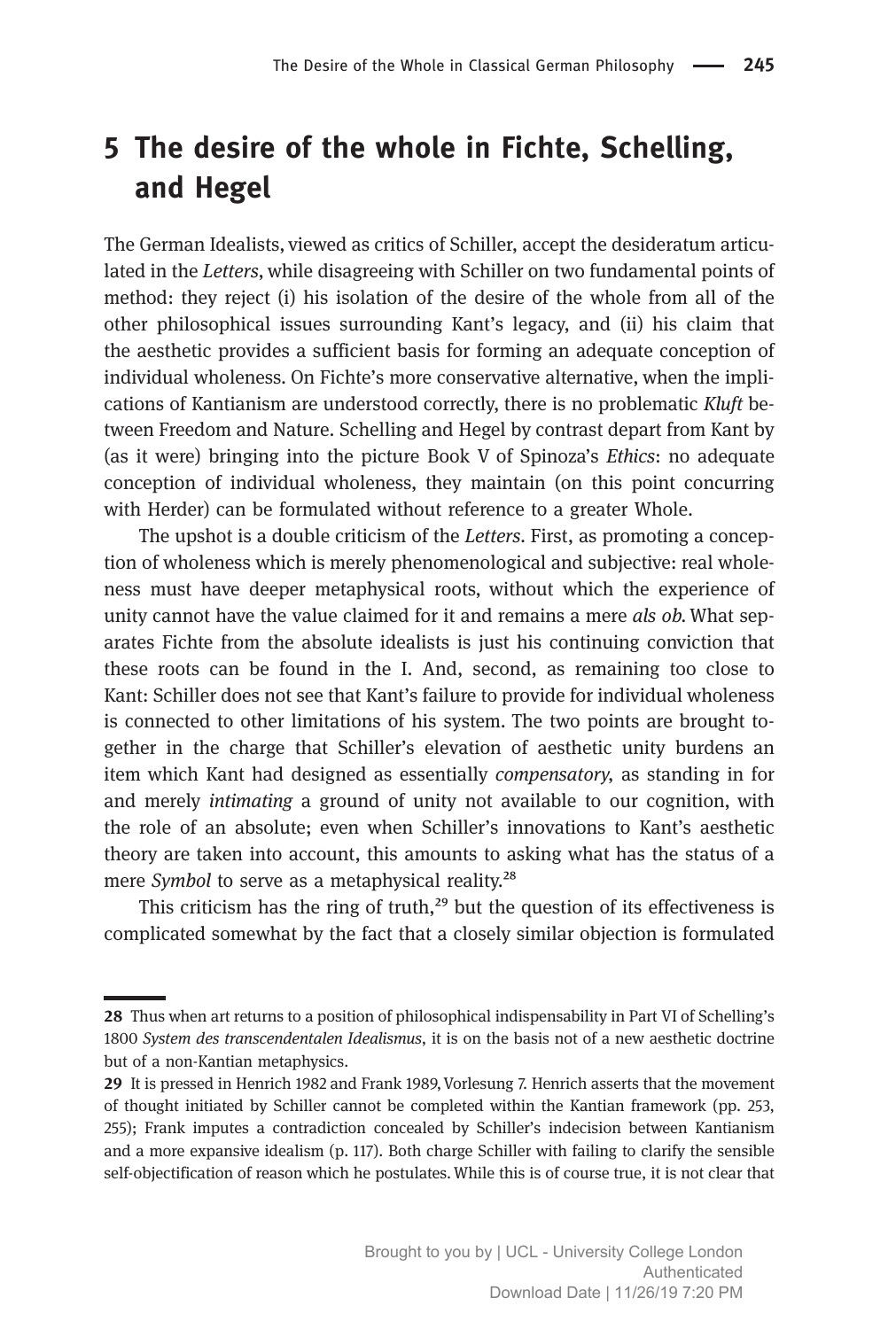## 5 The desire of the whole in Fichte, Schelling, and Hegel

The German Idealists, viewed as critics of Schiller, accept the desideratum articulated in the *Letters*, while disagreeing with Schiller on two fundamental points of method: they reject (i) his isolation of the desire of the whole from all of the other philosophical issues surrounding Kant's legacy, and (ii) his claim that the aesthetic provides a sufficient basis for forming an adequate conception of individual wholeness. On Fichte's more conservative alternative, when the implications of Kantianism are understood correctly, there is no problematic *Kluft* between Freedom and Nature. Schelling and Hegel by contrast depart from Kant by (as it were) bringing into the picture Book V of Spinoza's *Ethics*: no adequate conception of individual wholeness, they maintain (on this point concurring with Herder) can be formulated without reference to a greater Whole.

The upshot is a double criticism of the *Letters*. First, as promoting a conception of wholeness which is merely phenomenological and subjective: real wholeness must have deeper metaphysical roots, without which the experience of unity cannot have the value claimed for it and remains a mere *als ob*. What separates Fichte from the absolute idealists is just his continuing conviction that these roots can be found in the I. And, second, as remaining too close to Kant: Schiller does not see that Kant's failure to provide for individual wholeness is connected to other limitations of his system. The two points are brought together in the charge that Schiller's elevation of aesthetic unity burdens an item which Kant had designed as essentially *compensatory*, as standing in for and merely *intimating* a ground of unity not available to our cognition, with the role of an absolute; even when Schiller's innovations to Kant's aesthetic theory are taken into account, this amounts to asking what has the status of a mere *Symbol* to serve as a metaphysical reality.[28]

This criticism has the ring of truth,[29] but the question of its effectiveness is complicated somewhat by the fact that a closely similar objection is formulated

---

28 Thus when art returns to a position of philosophical indispensability in Part VI of Schelling's 1800 *System des transcendentalen Idealismus*, it is on the basis not of a new aesthetic doctrine but of a non-Kantian metaphysics.

29 It is pressed in Henrich 1982 and Frank 1989, Vorlesung 7. Henrich asserts that the movement of thought initiated by Schiller cannot be completed within the Kantian framework (pp. 253, 255); Frank imputes a contradiction concealed by Schiller's indecision between Kantianism and a more expansive idealism (p. 117). Both charge Schiller with failing to clarify the sensible self-objectification of reason which he postulates. While this is of course true, it is not clear that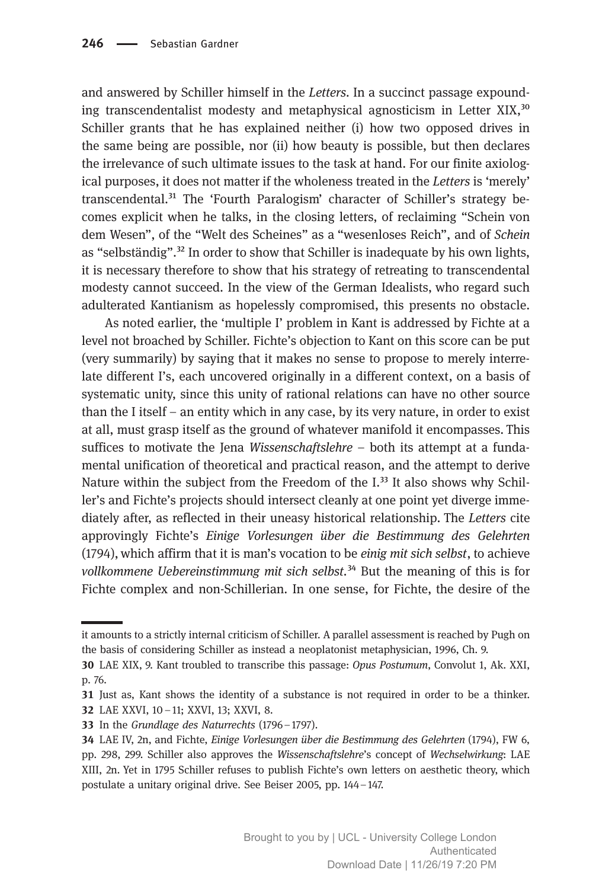and answered by Schiller himself in the *Letters*. In a succinct passage expounding transcendentalist modesty and metaphysical agnosticism in Letter XIX,[30] Schiller grants that he has explained neither (i) how two opposed drives in the same being are possible, nor (ii) how beauty is possible, but then declares the irrelevance of such ultimate issues to the task at hand. For our finite axiological purposes, it does not matter if the wholeness treated in the *Letters* is 'merely' transcendental.[31] The 'Fourth Paralogism' character of Schiller's strategy becomes explicit when he talks, in the closing letters, of reclaiming "Schein von dem Wesen", of the "Welt des Scheines" as a "wesenloses Reich", and of *Schein* as "selbständig".[32] In order to show that Schiller is inadequate by his own lights, it is necessary therefore to show that his strategy of retreating to transcendental modesty cannot succeed. In the view of the German Idealists, who regard such adulterated Kantianism as hopelessly compromised, this presents no obstacle.

As noted earlier, the 'multiple I' problem in Kant is addressed by Fichte at a level not broached by Schiller. Fichte's objection to Kant on this score can be put (very summarily) by saying that it makes no sense to propose to merely interrelate different I's, each uncovered originally in a different context, on a basis of systematic unity, since this unity of rational relations can have no other source than the I itself – an entity which in any case, by its very nature, in order to exist at all, must grasp itself as the ground of whatever manifold it encompasses. This suffices to motivate the Jena *Wissenschaftslehre* – both its attempt at a fundamental unification of theoretical and practical reason, and the attempt to derive Nature within the subject from the Freedom of the I.[33] It also shows why Schiller's and Fichte's projects should intersect cleanly at one point yet diverge immediately after, as reflected in their uneasy historical relationship. The *Letters* cite approvingly Fichte's *Einige Vorlesungen über die Bestimmung des Gelehrten* (1794), which affirm that it is man's vocation to be *einig mit sich selbst*, to achieve *vollkommene Uebereinstimmung mit sich selbst*.[34] But the meaning of this is for Fichte complex and non-Schillerian. In one sense, for Fichte, the desire of the

---

it amounts to a strictly internal criticism of Schiller. A parallel assessment is reached by Pugh on the basis of considering Schiller as instead a neoplatonist metaphysician, 1996, Ch. 9.

30 LAE XIX, 9. Kant troubled to transcribe this passage: *Opus Postumum*, Convolut 1, Ak. XXI, p. 76.

31 Just as, Kant shows the identity of a substance is not required in order to be a thinker.

32 LAE XXVI, 10–11; XXVI, 13; XXVI, 8.

33 In the *Grundlage des Naturrechts* (1796–1797).

34 LAE IV, 2n, and Fichte, *Einige Vorlesungen über die Bestimmung des Gelehrten* (1794), FW 6, pp. 298, 299. Schiller also approves the *Wissenschaftslehre*'s concept of *Wechselwirkung*: LAE XIII, 2n. Yet in 1795 Schiller refuses to publish Fichte's own letters on aesthetic theory, which postulate a unitary original drive. See Beiser 2005, pp. 144–147.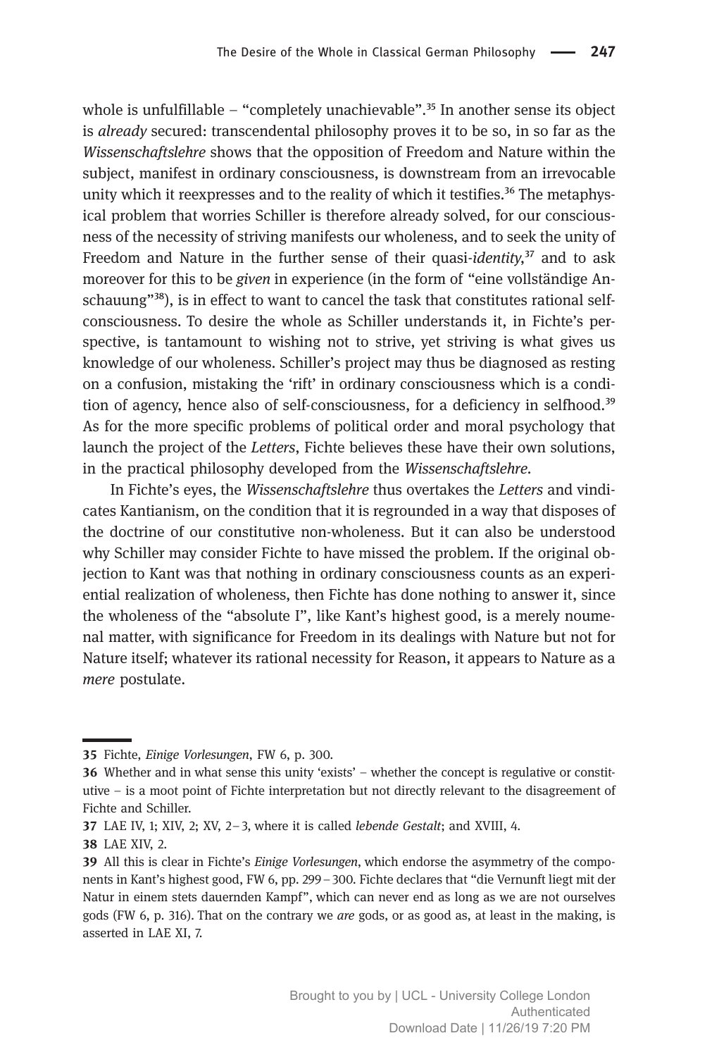whole is unfulfillable – "completely unachievable".[35] In another sense its object is *already* secured: transcendental philosophy proves it to be so, in so far as the *Wissenschaftslehre* shows that the opposition of Freedom and Nature within the subject, manifest in ordinary consciousness, is downstream from an irrevocable unity which it reexpresses and to the reality of which it testifies.[36] The metaphysical problem that worries Schiller is therefore already solved, for our consciousness of the necessity of striving manifests our wholeness, and to seek the unity of Freedom and Nature in the further sense of their quasi-*identity*,[37] and to ask moreover for this to be *given* in experience (in the form of "eine vollständige Anschauung"[38]), is in effect to want to cancel the task that constitutes rational self-consciousness. To desire the whole as Schiller understands it, in Fichte's perspective, is tantamount to wishing not to strive, yet striving is what gives us knowledge of our wholeness. Schiller's project may thus be diagnosed as resting on a confusion, mistaking the 'rift' in ordinary consciousness which is a condition of agency, hence also of self-consciousness, for a deficiency in selfhood.[39] As for the more specific problems of political order and moral psychology that launch the project of the *Letters*, Fichte believes these have their own solutions, in the practical philosophy developed from the *Wissenschaftslehre*.

In Fichte's eyes, the *Wissenschaftslehre* thus overtakes the *Letters* and vindicates Kantianism, on the condition that it is regrounded in a way that disposes of the doctrine of our constitutive non-wholeness. But it can also be understood why Schiller may consider Fichte to have missed the problem. If the original objection to Kant was that nothing in ordinary consciousness counts as an experiential realization of wholeness, then Fichte has done nothing to answer it, since the wholeness of the "absolute I", like Kant's highest good, is a merely noumenal matter, with significance for Freedom in its dealings with Nature but not for Nature itself; whatever its rational necessity for Reason, it appears to Nature as a *mere* postulate.

---

**35** Fichte, *Einige Vorlesungen*, FW 6, p. 300.

**36** Whether and in what sense this unity 'exists' – whether the concept is regulative or constitutive – is a moot point of Fichte interpretation but not directly relevant to the disagreement of Fichte and Schiller.

**37** LAE IV, 1; XIV, 2; XV, 2–3, where it is called *lebende Gestalt*; and XVIII, 4.

**38** LAE XIV, 2.

**39** All this is clear in Fichte's *Einige Vorlesungen*, which endorse the asymmetry of the components in Kant's highest good, FW 6, pp. 299–300. Fichte declares that "die Vernunft liegt mit der Natur in einem stets dauernden Kampf", which can never end as long as we are not ourselves gods (FW 6, p. 316). That on the contrary we *are* gods, or as good as, at least in the making, is asserted in LAE XI, 7.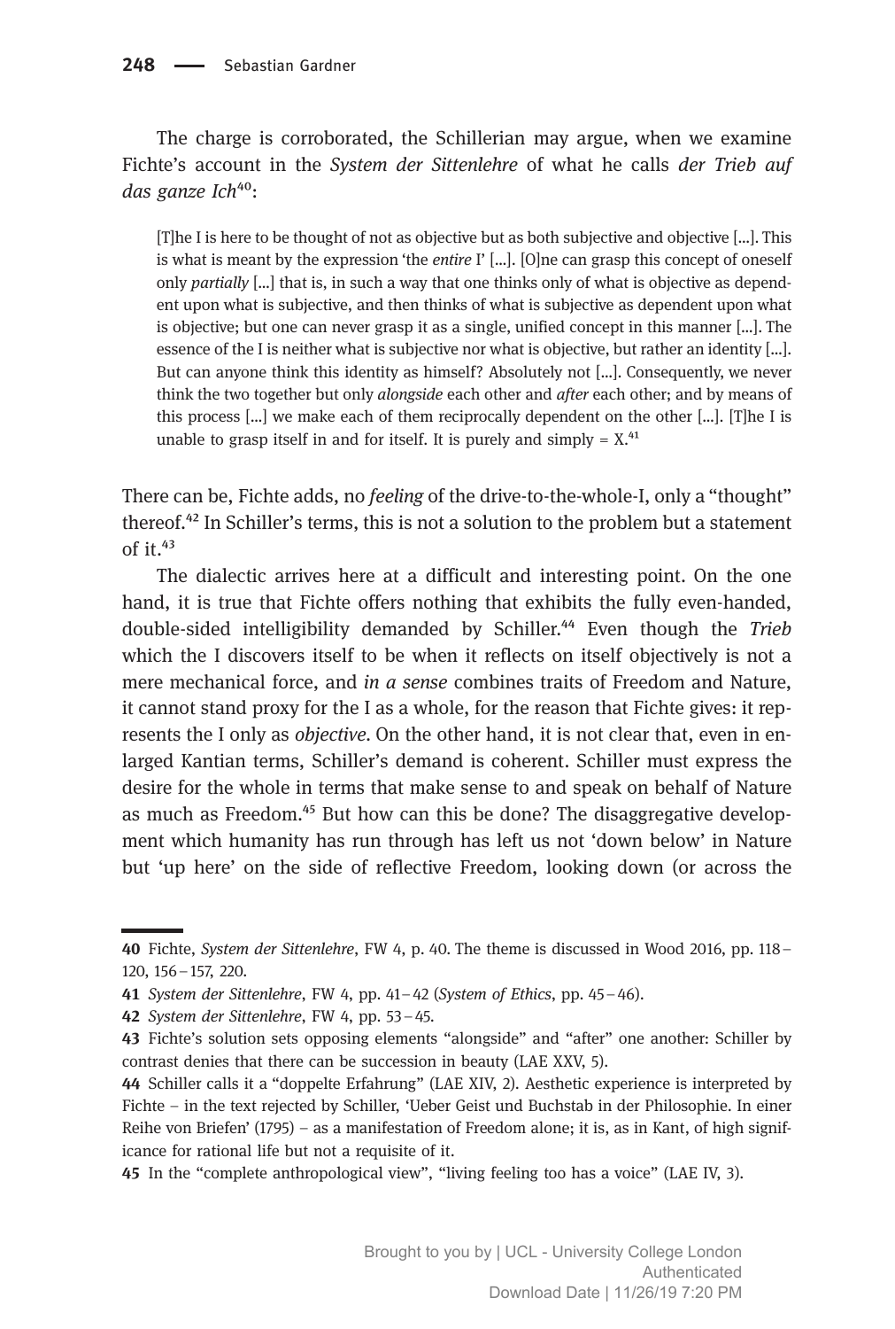The charge is corroborated, the Schillerian may argue, when we examine Fichte's account in the *System der Sittenlehre* of what he calls *der Trieb auf das ganze Ich*[40]:

> [T]he I is here to be thought of not as objective but as both subjective and objective [...]. This is what is meant by the expression 'the *entire* I' [...]. [O]ne can grasp this concept of oneself only *partially* [...] that is, in such a way that one thinks only of what is objective as dependent upon what is subjective, and then thinks of what is subjective as dependent upon what is objective; but one can never grasp it as a single, unified concept in this manner [...]. The essence of the I is neither what is subjective nor what is objective, but rather an identity [...]. But can anyone think this identity as himself? Absolutely not [...]. Consequently, we never think the two together but only *alongside* each other and *after* each other; and by means of this process [...] we make each of them reciprocally dependent on the other [...]. [T]he I is unable to grasp itself in and for itself. It is purely and simply = X.[41]

There can be, Fichte adds, no *feeling* of the drive-to-the-whole-I, only a "thought" thereof.[42] In Schiller's terms, this is not a solution to the problem but a statement of it.[43]

The dialectic arrives here at a difficult and interesting point. On the one hand, it is true that Fichte offers nothing that exhibits the fully even-handed, double-sided intelligibility demanded by Schiller.[44] Even though the *Trieb* which the I discovers itself to be when it reflects on itself objectively is not a mere mechanical force, and *in a sense* combines traits of Freedom and Nature, it cannot stand proxy for the I as a whole, for the reason that Fichte gives: it represents the I only as *objective*. On the other hand, it is not clear that, even in enlarged Kantian terms, Schiller's demand is coherent. Schiller must express the desire for the whole in terms that make sense to and speak on behalf of Nature as much as Freedom.[45] But how can this be done? The disaggregative development which humanity has run through has left us not 'down below' in Nature but 'up here' on the side of reflective Freedom, looking down (or across the

---

40 Fichte, *System der Sittenlehre*, FW 4, p. 40. The theme is discussed in Wood 2016, pp. 118–120, 156–157, 220.

41 *System der Sittenlehre*, FW 4, pp. 41–42 (*System of Ethics*, pp. 45–46).

42 *System der Sittenlehre*, FW 4, pp. 53–45.

43 Fichte's solution sets opposing elements "alongside" and "after" one another: Schiller by contrast denies that there can be succession in beauty (LAE XXV, 5).

44 Schiller calls it a "doppelte Erfahrung" (LAE XIV, 2). Aesthetic experience is interpreted by Fichte – in the text rejected by Schiller, 'Ueber Geist und Buchstab in der Philosophie. In einer Reihe von Briefen' (1795) – as a manifestation of Freedom alone; it is, as in Kant, of high significance for rational life but not a requisite of it.

45 In the "complete anthropological view", "living feeling too has a voice" (LAE IV, 3).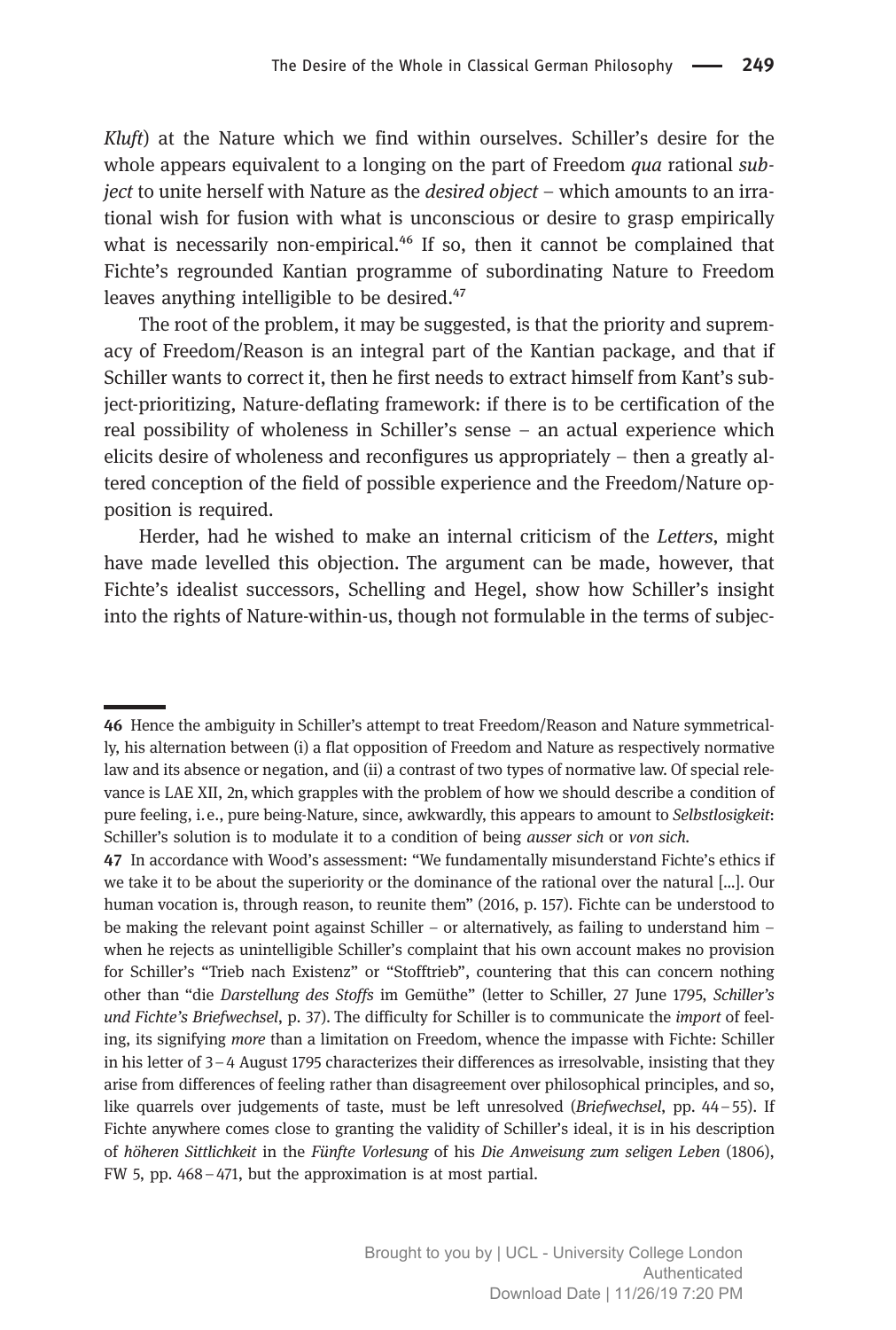*Kluft*) at the Nature which we find within ourselves. Schiller's desire for the whole appears equivalent to a longing on the part of Freedom *qua* rational *subject* to unite herself with Nature as the *desired object* – which amounts to an irrational wish for fusion with what is unconscious or desire to grasp empirically what is necessarily non-empirical.[46] If so, then it cannot be complained that Fichte's regrounded Kantian programme of subordinating Nature to Freedom leaves anything intelligible to be desired.[47]

The root of the problem, it may be suggested, is that the priority and supremacy of Freedom/Reason is an integral part of the Kantian package, and that if Schiller wants to correct it, then he first needs to extract himself from Kant's subject-prioritizing, Nature-deflating framework: if there is to be certification of the real possibility of wholeness in Schiller's sense – an actual experience which elicits desire of wholeness and reconfigures us appropriately – then a greatly altered conception of the field of possible experience and the Freedom/Nature opposition is required.

Herder, had he wished to make an internal criticism of the *Letters*, might have made levelled this objection. The argument can be made, however, that Fichte's idealist successors, Schelling and Hegel, show how Schiller's insight into the rights of Nature-within-us, though not formulable in the terms of subjec-

---

**46** Hence the ambiguity in Schiller's attempt to treat Freedom/Reason and Nature symmetrically, his alternation between (i) a flat opposition of Freedom and Nature as respectively normative law and its absence or negation, and (ii) a contrast of two types of normative law. Of special relevance is LAE XII, 2n, which grapples with the problem of how we should describe a condition of pure feeling, i.e., pure being-Nature, since, awkwardly, this appears to amount to *Selbstlosigkeit*: Schiller's solution is to modulate it to a condition of being *ausser sich* or *von sich*.

**47** In accordance with Wood's assessment: "We fundamentally misunderstand Fichte's ethics if we take it to be about the superiority or the dominance of the rational over the natural [...]. Our human vocation is, through reason, to reunite them" (2016, p. 157). Fichte can be understood to be making the relevant point against Schiller – or alternatively, as failing to understand him – when he rejects as unintelligible Schiller's complaint that his own account makes no provision for Schiller's "Trieb nach Existenz" or "Stofftrieb", countering that this can concern nothing other than "die *Darstellung des Stoffs* im Gemüthe" (letter to Schiller, 27 June 1795, *Schiller's und Fichte's Briefwechsel*, p. 37). The difficulty for Schiller is to communicate the *import* of feeling, its signifying *more* than a limitation on Freedom, whence the impasse with Fichte: Schiller in his letter of 3–4 August 1795 characterizes their differences as irresolvable, insisting that they arise from differences of feeling rather than disagreement over philosophical principles, and so, like quarrels over judgements of taste, must be left unresolved (*Briefwechsel*, pp. 44–55). If Fichte anywhere comes close to granting the validity of Schiller's ideal, it is in his description of *höheren Sittlichkeit* in the *Fünfte Vorlesung* of his *Die Anweisung zum seligen Leben* (1806), FW 5, pp. 468–471, but the approximation is at most partial.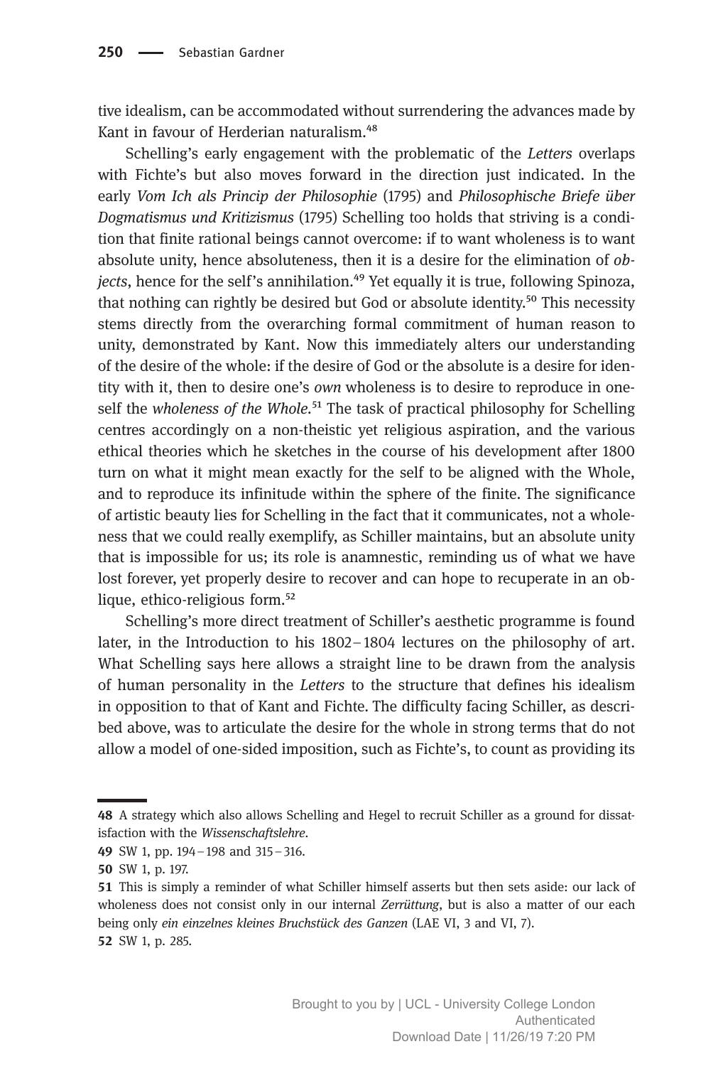tive idealism, can be accommodated without surrendering the advances made by Kant in favour of Herderian naturalism.[48]

Schelling's early engagement with the problematic of the *Letters* overlaps with Fichte's but also moves forward in the direction just indicated. In the early *Vom Ich als Princip der Philosophie* (1795) and *Philosophische Briefe über Dogmatismus und Kritizismus* (1795) Schelling too holds that striving is a condition that finite rational beings cannot overcome: if to want wholeness is to want absolute unity, hence absoluteness, then it is a desire for the elimination of *objects*, hence for the self's annihilation.[49] Yet equally it is true, following Spinoza, that nothing can rightly be desired but God or absolute identity.[50] This necessity stems directly from the overarching formal commitment of human reason to unity, demonstrated by Kant. Now this immediately alters our understanding of the desire of the whole: if the desire of God or the absolute is a desire for identity with it, then to desire one's *own* wholeness is to desire to reproduce in oneself the *wholeness of the Whole*.[51] The task of practical philosophy for Schelling centres accordingly on a non-theistic yet religious aspiration, and the various ethical theories which he sketches in the course of his development after 1800 turn on what it might mean exactly for the self to be aligned with the Whole, and to reproduce its infinitude within the sphere of the finite. The significance of artistic beauty lies for Schelling in the fact that it communicates, not a wholeness that we could really exemplify, as Schiller maintains, but an absolute unity that is impossible for us; its role is anamnestic, reminding us of what we have lost forever, yet properly desire to recover and can hope to recuperate in an oblique, ethico-religious form.[52]

Schelling's more direct treatment of Schiller's aesthetic programme is found later, in the Introduction to his 1802–1804 lectures on the philosophy of art. What Schelling says here allows a straight line to be drawn from the analysis of human personality in the *Letters* to the structure that defines his idealism in opposition to that of Kant and Fichte. The difficulty facing Schiller, as described above, was to articulate the desire for the whole in strong terms that do not allow a model of one-sided imposition, such as Fichte's, to count as providing its

---

**48** A strategy which also allows Schelling and Hegel to recruit Schiller as a ground for dissatisfaction with the *Wissenschaftslehre*.

**49** SW 1, pp. 194–198 and 315–316.

**50** SW 1, p. 197.

**51** This is simply a reminder of what Schiller himself asserts but then sets aside: our lack of wholeness does not consist only in our internal *Zerrüttung*, but is also a matter of our each being only *ein einzelnes kleines Bruchstück des Ganzen* (LAE VI, 3 and VI, 7).

**52** SW 1, p. 285.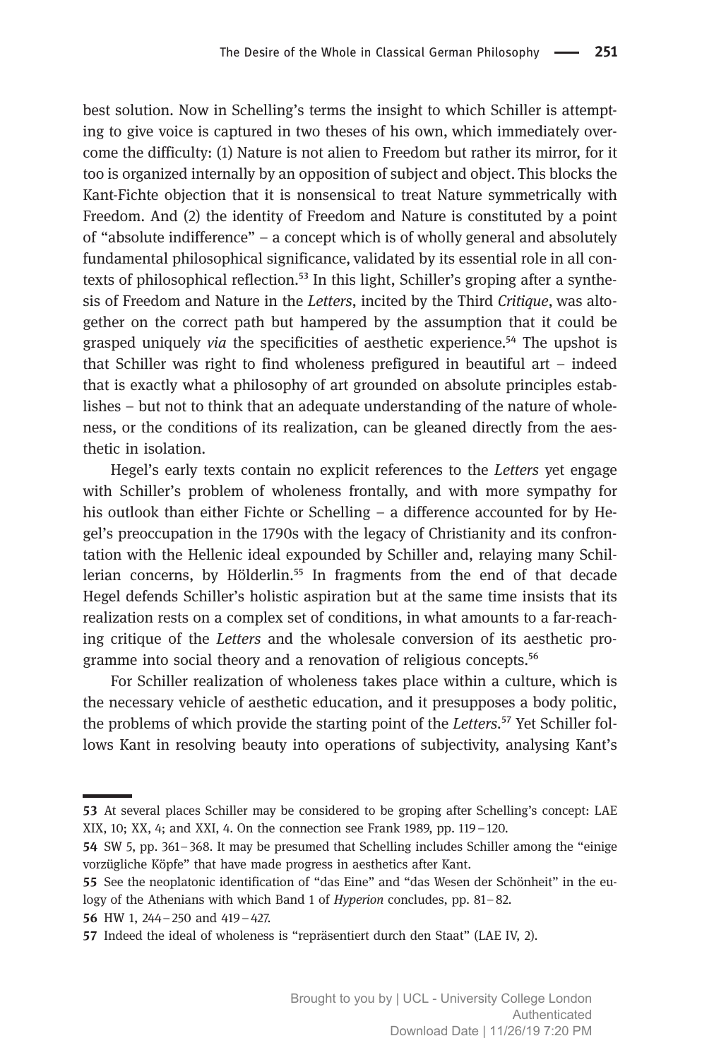best solution. Now in Schelling's terms the insight to which Schiller is attempting to give voice is captured in two theses of his own, which immediately overcome the difficulty: (1) Nature is not alien to Freedom but rather its mirror, for it too is organized internally by an opposition of subject and object. This blocks the Kant-Fichte objection that it is nonsensical to treat Nature symmetrically with Freedom. And (2) the identity of Freedom and Nature is constituted by a point of "absolute indifference" – a concept which is of wholly general and absolutely fundamental philosophical significance, validated by its essential role in all contexts of philosophical reflection.[53] In this light, Schiller's groping after a synthesis of Freedom and Nature in the *Letters*, incited by the Third *Critique*, was altogether on the correct path but hampered by the assumption that it could be grasped uniquely *via* the specificities of aesthetic experience.[54] The upshot is that Schiller was right to find wholeness prefigured in beautiful art – indeed that is exactly what a philosophy of art grounded on absolute principles establishes – but not to think that an adequate understanding of the nature of wholeness, or the conditions of its realization, can be gleaned directly from the aesthetic in isolation.

Hegel's early texts contain no explicit references to the *Letters* yet engage with Schiller's problem of wholeness frontally, and with more sympathy for his outlook than either Fichte or Schelling – a difference accounted for by Hegel's preoccupation in the 1790s with the legacy of Christianity and its confrontation with the Hellenic ideal expounded by Schiller and, relaying many Schillerian concerns, by Hölderlin.[55] In fragments from the end of that decade Hegel defends Schiller's holistic aspiration but at the same time insists that its realization rests on a complex set of conditions, in what amounts to a far-reaching critique of the *Letters* and the wholesale conversion of its aesthetic programme into social theory and a renovation of religious concepts.[56]

For Schiller realization of wholeness takes place within a culture, which is the necessary vehicle of aesthetic education, and it presupposes a body politic, the problems of which provide the starting point of the *Letters*.[57] Yet Schiller follows Kant in resolving beauty into operations of subjectivity, analysing Kant's

---

53 At several places Schiller may be considered to be groping after Schelling's concept: LAE XIX, 10; XX, 4; and XXI, 4. On the connection see Frank 1989, pp. 119–120.

54 SW 5, pp. 361–368. It may be presumed that Schelling includes Schiller among the "einige vorzügliche Köpfe" that have made progress in aesthetics after Kant.

55 See the neoplatonic identification of "das Eine" and "das Wesen der Schönheit" in the eulogy of the Athenians with which Band 1 of *Hyperion* concludes, pp. 81–82.

56 HW 1, 244–250 and 419–427.

57 Indeed the ideal of wholeness is "repräsentiert durch den Staat" (LAE IV, 2).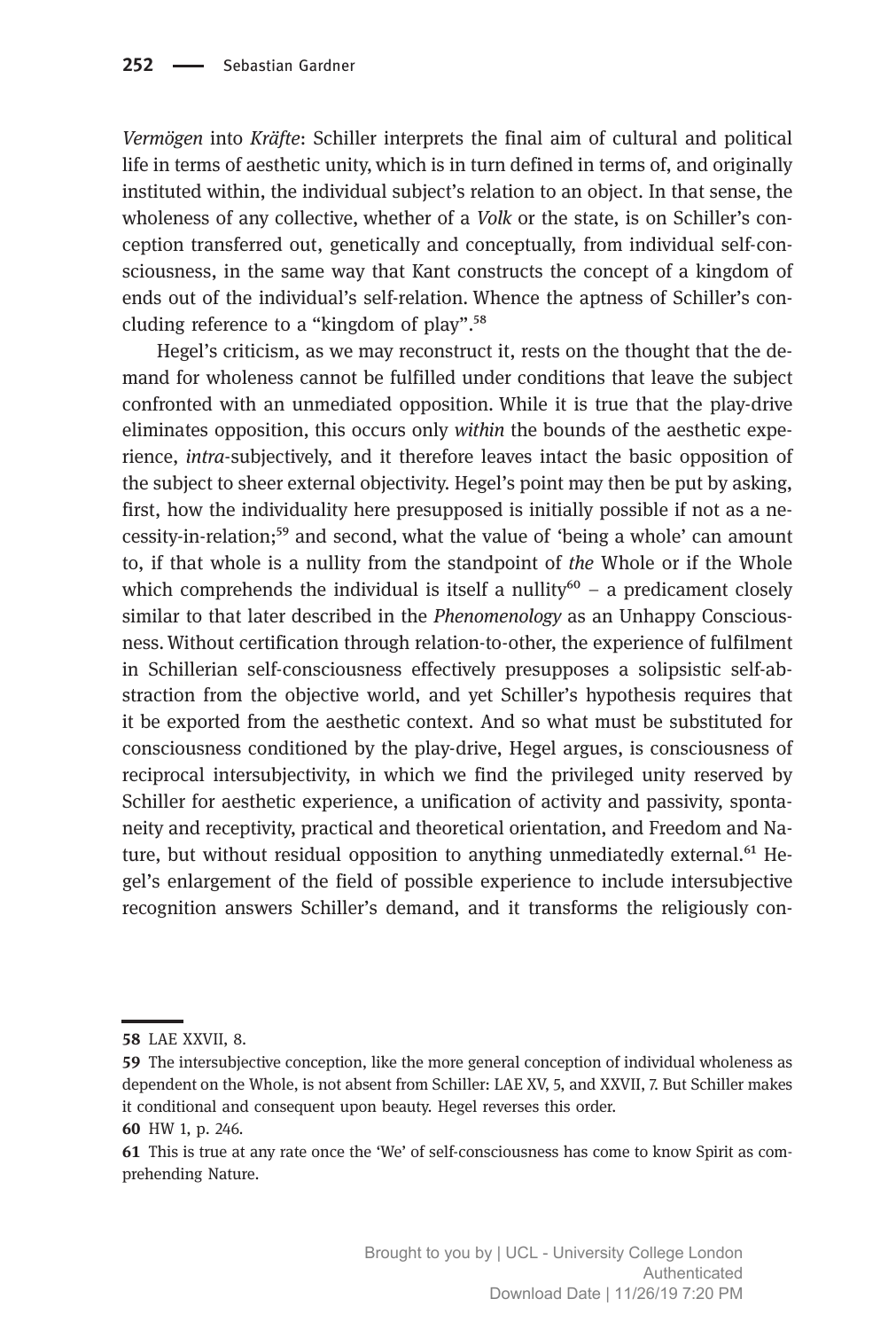*Vermögen* into *Kräfte*: Schiller interprets the final aim of cultural and political life in terms of aesthetic unity, which is in turn defined in terms of, and originally instituted within, the individual subject's relation to an object. In that sense, the wholeness of any collective, whether of a *Volk* or the state, is on Schiller's conception transferred out, genetically and conceptually, from individual self-consciousness, in the same way that Kant constructs the concept of a kingdom of ends out of the individual's self-relation. Whence the aptness of Schiller's concluding reference to a "kingdom of play".[58]

Hegel's criticism, as we may reconstruct it, rests on the thought that the demand for wholeness cannot be fulfilled under conditions that leave the subject confronted with an unmediated opposition. While it is true that the play-drive eliminates opposition, this occurs only *within* the bounds of the aesthetic experience, *intra*-subjectively, and it therefore leaves intact the basic opposition of the subject to sheer external objectivity. Hegel's point may then be put by asking, first, how the individuality here presupposed is initially possible if not as a necessity-in-relation;[59] and second, what the value of 'being a whole' can amount to, if that whole is a nullity from the standpoint of *the* Whole or if the Whole which comprehends the individual is itself a nullity[60] – a predicament closely similar to that later described in the *Phenomenology* as an Unhappy Consciousness. Without certification through relation-to-other, the experience of fulfilment in Schillerian self-consciousness effectively presupposes a solipsistic self-abstraction from the objective world, and yet Schiller's hypothesis requires that it be exported from the aesthetic context. And so what must be substituted for consciousness conditioned by the play-drive, Hegel argues, is consciousness of reciprocal intersubjectivity, in which we find the privileged unity reserved by Schiller for aesthetic experience, a unification of activity and passivity, spontaneity and receptivity, practical and theoretical orientation, and Freedom and Nature, but without residual opposition to anything unmediatedly external.[61] Hegel's enlargement of the field of possible experience to include intersubjective recognition answers Schiller's demand, and it transforms the religiously con-

---

58 LAE XXVII, 8.

59 The intersubjective conception, like the more general conception of individual wholeness as dependent on the Whole, is not absent from Schiller: LAE XV, 5, and XXVII, 7. But Schiller makes it conditional and consequent upon beauty. Hegel reverses this order.

60 HW 1, p. 246.

61 This is true at any rate once the 'We' of self-consciousness has come to know Spirit as comprehending Nature.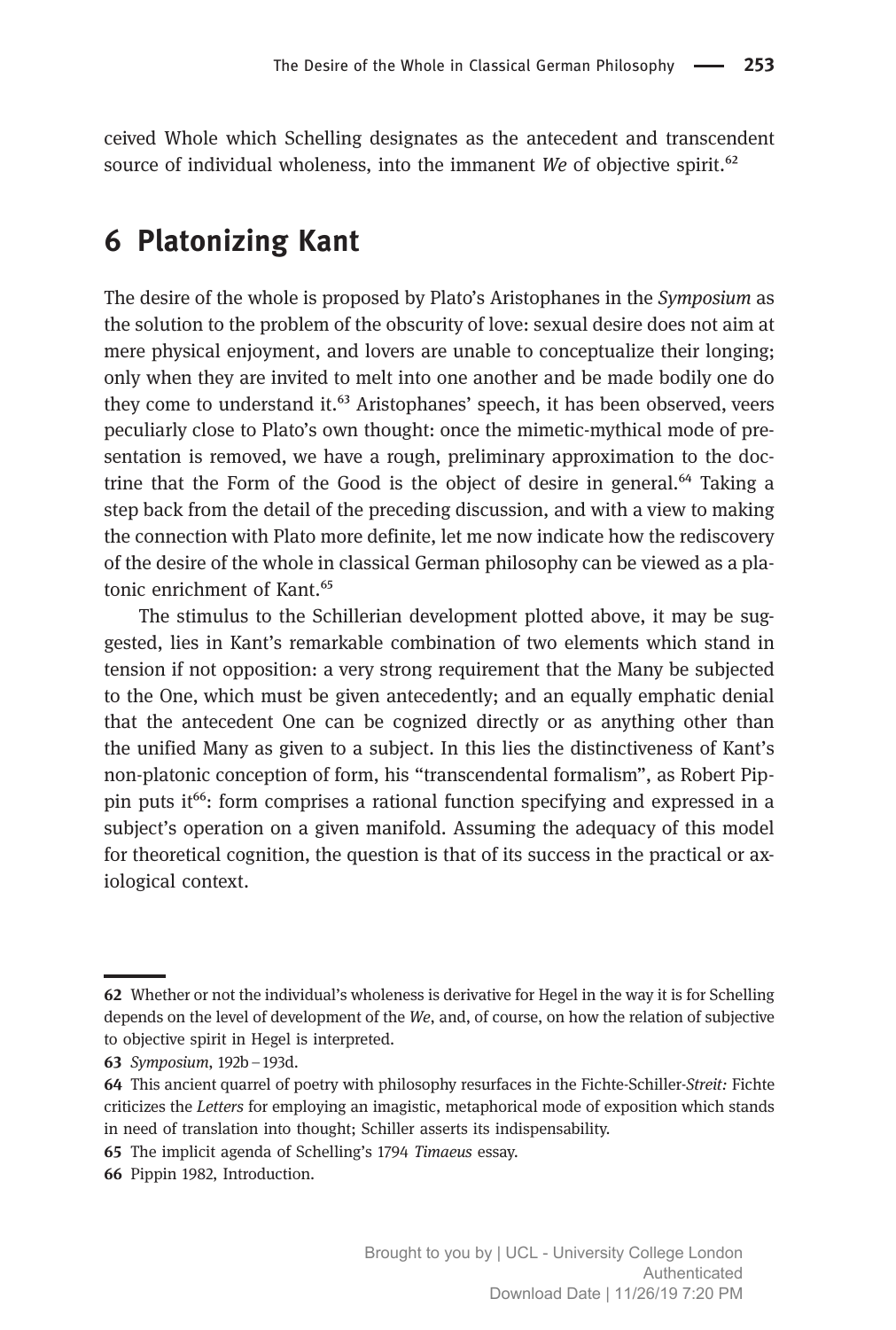ceived Whole which Schelling designates as the antecedent and transcendent source of individual wholeness, into the immanent *We* of objective spirit.[62]

## 6 Platonizing Kant

The desire of the whole is proposed by Plato's Aristophanes in the *Symposium* as the solution to the problem of the obscurity of love: sexual desire does not aim at mere physical enjoyment, and lovers are unable to conceptualize their longing; only when they are invited to melt into one another and be made bodily one do they come to understand it.[63] Aristophanes' speech, it has been observed, veers peculiarly close to Plato's own thought: once the mimetic-mythical mode of presentation is removed, we have a rough, preliminary approximation to the doctrine that the Form of the Good is the object of desire in general.[64] Taking a step back from the detail of the preceding discussion, and with a view to making the connection with Plato more definite, let me now indicate how the rediscovery of the desire of the whole in classical German philosophy can be viewed as a platonic enrichment of Kant.[65]

The stimulus to the Schillerian development plotted above, it may be suggested, lies in Kant's remarkable combination of two elements which stand in tension if not opposition: a very strong requirement that the Many be subjected to the One, which must be given antecedently; and an equally emphatic denial that the antecedent One can be cognized directly or as anything other than the unified Many as given to a subject. In this lies the distinctiveness of Kant's non-platonic conception of form, his "transcendental formalism", as Robert Pippin puts it[66]: form comprises a rational function specifying and expressed in a subject's operation on a given manifold. Assuming the adequacy of this model for theoretical cognition, the question is that of its success in the practical or axiological context.

---

**62** Whether or not the individual's wholeness is derivative for Hegel in the way it is for Schelling depends on the level of development of the *We*, and, of course, on how the relation of subjective to objective spirit in Hegel is interpreted.

**63** *Symposium*, 192b – 193d.

**64** This ancient quarrel of poetry with philosophy resurfaces in the Fichte-Schiller-*Streit:* Fichte criticizes the *Letters* for employing an imagistic, metaphorical mode of exposition which stands in need of translation into thought; Schiller asserts its indispensability.

**65** The implicit agenda of Schelling's 1794 *Timaeus* essay.

**66** Pippin 1982, Introduction.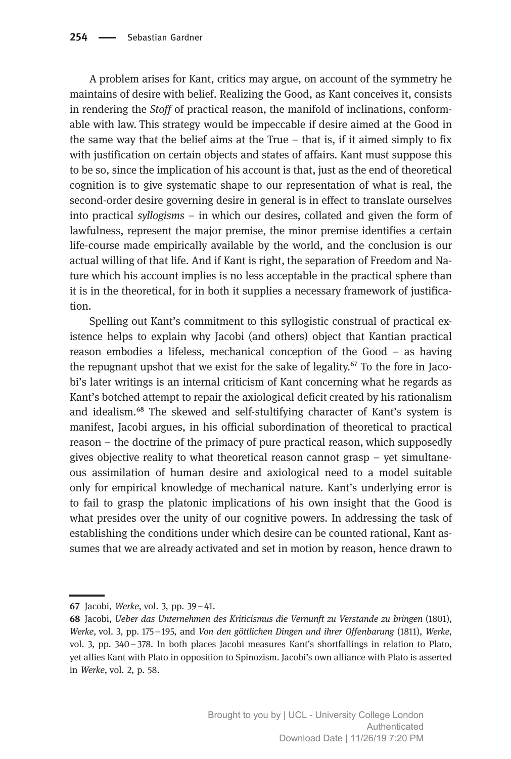A problem arises for Kant, critics may argue, on account of the symmetry he maintains of desire with belief. Realizing the Good, as Kant conceives it, consists in rendering the *Stoff* of practical reason, the manifold of inclinations, conformable with law. This strategy would be impeccable if desire aimed at the Good in the same way that the belief aims at the True – that is, if it aimed simply to fix with justification on certain objects and states of affairs. Kant must suppose this to be so, since the implication of his account is that, just as the end of theoretical cognition is to give systematic shape to our representation of what is real, the second-order desire governing desire in general is in effect to translate ourselves into practical *syllogisms* – in which our desires, collated and given the form of lawfulness, represent the major premise, the minor premise identifies a certain life-course made empirically available by the world, and the conclusion is our actual willing of that life. And if Kant is right, the separation of Freedom and Nature which his account implies is no less acceptable in the practical sphere than it is in the theoretical, for in both it supplies a necessary framework of justification.

Spelling out Kant's commitment to this syllogistic construal of practical existence helps to explain why Jacobi (and others) object that Kantian practical reason embodies a lifeless, mechanical conception of the Good – as having the repugnant upshot that we exist for the sake of legality.[67] To the fore in Jacobi's later writings is an internal criticism of Kant concerning what he regards as Kant's botched attempt to repair the axiological deficit created by his rationalism and idealism.[68] The skewed and self-stultifying character of Kant's system is manifest, Jacobi argues, in his official subordination of theoretical to practical reason – the doctrine of the primacy of pure practical reason, which supposedly gives objective reality to what theoretical reason cannot grasp – yet simultaneous assimilation of human desire and axiological need to a model suitable only for empirical knowledge of mechanical nature. Kant's underlying error is to fail to grasp the platonic implications of his own insight that the Good is what presides over the unity of our cognitive powers. In addressing the task of establishing the conditions under which desire can be counted rational, Kant assumes that we are already activated and set in motion by reason, hence drawn to

---

**67** Jacobi, *Werke*, vol. 3, pp. 39–41.

**68** Jacobi, *Ueber das Unternehmen des Kriticismus die Vernunft zu Verstande zu bringen* (1801), *Werke*, vol. 3, pp. 175–195, and *Von den göttlichen Dingen und ihrer Offenbarung* (1811), *Werke*, vol. 3, pp. 340–378. In both places Jacobi measures Kant's shortfallings in relation to Plato, yet allies Kant with Plato in opposition to Spinozism. Jacobi's own alliance with Plato is asserted in *Werke*, vol. 2, p. 58.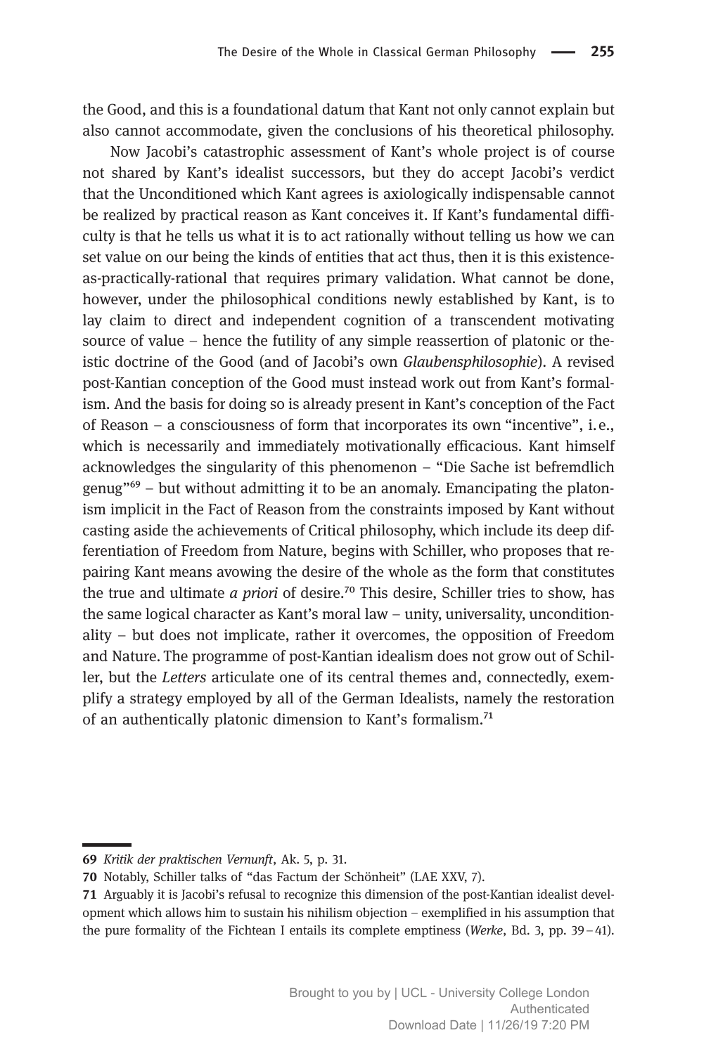the Good, and this is a foundational datum that Kant not only cannot explain but also cannot accommodate, given the conclusions of his theoretical philosophy.

Now Jacobi's catastrophic assessment of Kant's whole project is of course not shared by Kant's idealist successors, but they do accept Jacobi's verdict that the Unconditioned which Kant agrees is axiologically indispensable cannot be realized by practical reason as Kant conceives it. If Kant's fundamental difficulty is that he tells us what it is to act rationally without telling us how we can set value on our being the kinds of entities that act thus, then it is this existence-as-practically-rational that requires primary validation. What cannot be done, however, under the philosophical conditions newly established by Kant, is to lay claim to direct and independent cognition of a transcendent motivating source of value – hence the futility of any simple reassertion of platonic or theistic doctrine of the Good (and of Jacobi's own *Glaubensphilosophie*). A revised post-Kantian conception of the Good must instead work out from Kant's formalism. And the basis for doing so is already present in Kant's conception of the Fact of Reason – a consciousness of form that incorporates its own "incentive", i.e., which is necessarily and immediately motivationally efficacious. Kant himself acknowledges the singularity of this phenomenon – "Die Sache ist befremdlich genug"[69] – but without admitting it to be an anomaly. Emancipating the platonism implicit in the Fact of Reason from the constraints imposed by Kant without casting aside the achievements of Critical philosophy, which include its deep differentiation of Freedom from Nature, begins with Schiller, who proposes that repairing Kant means avowing the desire of the whole as the form that constitutes the true and ultimate *a priori* of desire.[70] This desire, Schiller tries to show, has the same logical character as Kant's moral law – unity, universality, unconditionality – but does not implicate, rather it overcomes, the opposition of Freedom and Nature. The programme of post-Kantian idealism does not grow out of Schiller, but the *Letters* articulate one of its central themes and, connectedly, exemplify a strategy employed by all of the German Idealists, namely the restoration of an authentically platonic dimension to Kant's formalism.[71]

---

**69** *Kritik der praktischen Vernunft*, Ak. 5, p. 31.

**70** Notably, Schiller talks of "das Factum der Schönheit" (LAE XXV, 7).

**71** Arguably it is Jacobi's refusal to recognize this dimension of the post-Kantian idealist development which allows him to sustain his nihilism objection – exemplified in his assumption that the pure formality of the Fichtean I entails its complete emptiness (*Werke*, Bd. 3, pp. 39–41).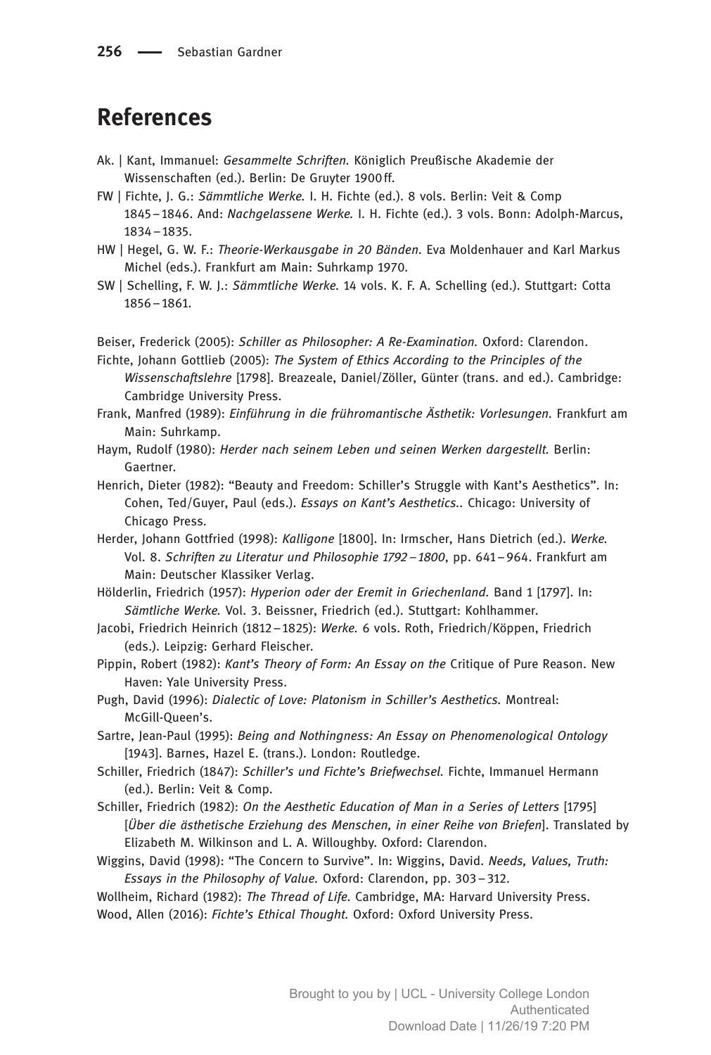# References

Ak. | Kant, Immanuel: *Gesammelte Schriften*. Königlich Preußische Akademie der Wissenschaften (ed.). Berlin: De Gruyter 1900 ff.

FW | Fichte, J. G.: *Sämmtliche Werke*. I. H. Fichte (ed.). 8 vols. Berlin: Veit & Comp 1845 – 1846. And: *Nachgelassene Werke*. I. H. Fichte (ed.). 3 vols. Bonn: Adolph-Marcus, 1834 – 1835.

HW | Hegel, G. W. F.: *Theorie-Werkausgabe in 20 Bänden*. Eva Moldenhauer and Karl Markus Michel (eds.). Frankfurt am Main: Suhrkamp 1970.

SW | Schelling, F. W. J.: *Sämmtliche Werke*. 14 vols. K. F. A. Schelling (ed.). Stuttgart: Cotta 1856 – 1861.

Beiser, Frederick (2005): *Schiller as Philosopher: A Re-Examination*. Oxford: Clarendon.

Fichte, Johann Gottlieb (2005): *The System of Ethics According to the Principles of the Wissenschaftslehre* [1798]. Breazeale, Daniel/Zöller, Günter (trans. and ed.). Cambridge: Cambridge University Press.

Frank, Manfred (1989): *Einführung in die frühromantische Ästhetik: Vorlesungen*. Frankfurt am Main: Suhrkamp.

Haym, Rudolf (1980): *Herder nach seinem Leben und seinen Werken dargestellt*. Berlin: Gaertner.

Henrich, Dieter (1982): "Beauty and Freedom: Schiller's Struggle with Kant's Aesthetics". In: Cohen, Ted/Guyer, Paul (eds.). *Essays on Kant's Aesthetics.*. Chicago: University of Chicago Press.

Herder, Johann Gottfried (1998): *Kalligone* [1800]. In: Irmscher, Hans Dietrich (ed.). *Werke*. Vol. 8. *Schriften zu Literatur und Philosophie 1792 – 1800*, pp. 641 – 964. Frankfurt am Main: Deutscher Klassiker Verlag.

Hölderlin, Friedrich (1957): *Hyperion oder der Eremit in Griechenland*. Band 1 [1797]. In: *Sämtliche Werke*. Vol. 3. Beissner, Friedrich (ed.). Stuttgart: Kohlhammer.

Jacobi, Friedrich Heinrich (1812 – 1825): *Werke*. 6 vols. Roth, Friedrich/Köppen, Friedrich (eds.). Leipzig: Gerhard Fleischer.

Pippin, Robert (1982): *Kant's Theory of Form: An Essay on the* Critique of Pure Reason. New Haven: Yale University Press.

Pugh, David (1996): *Dialectic of Love: Platonism in Schiller's Aesthetics*. Montreal: McGill-Queen's.

Sartre, Jean-Paul (1995): *Being and Nothingness: An Essay on Phenomenological Ontology* [1943]. Barnes, Hazel E. (trans.). London: Routledge.

Schiller, Friedrich (1847): *Schiller's und Fichte's Briefwechsel*. Fichte, Immanuel Hermann (ed.). Berlin: Veit & Comp.

Schiller, Friedrich (1982): *On the Aesthetic Education of Man in a Series of Letters* [1795] [*Über die ästhetische Erziehung des Menschen, in einer Reihe von Briefen*]. Translated by Elizabeth M. Wilkinson and L. A. Willoughby. Oxford: Clarendon.

Wiggins, David (1998): "The Concern to Survive". In: Wiggins, David. *Needs, Values, Truth: Essays in the Philosophy of Value*. Oxford: Clarendon, pp. 303 – 312.

Wollheim, Richard (1982): *The Thread of Life*. Cambridge, MA: Harvard University Press.

Wood, Allen (2016): *Fichte's Ethical Thought*. Oxford: Oxford University Press.